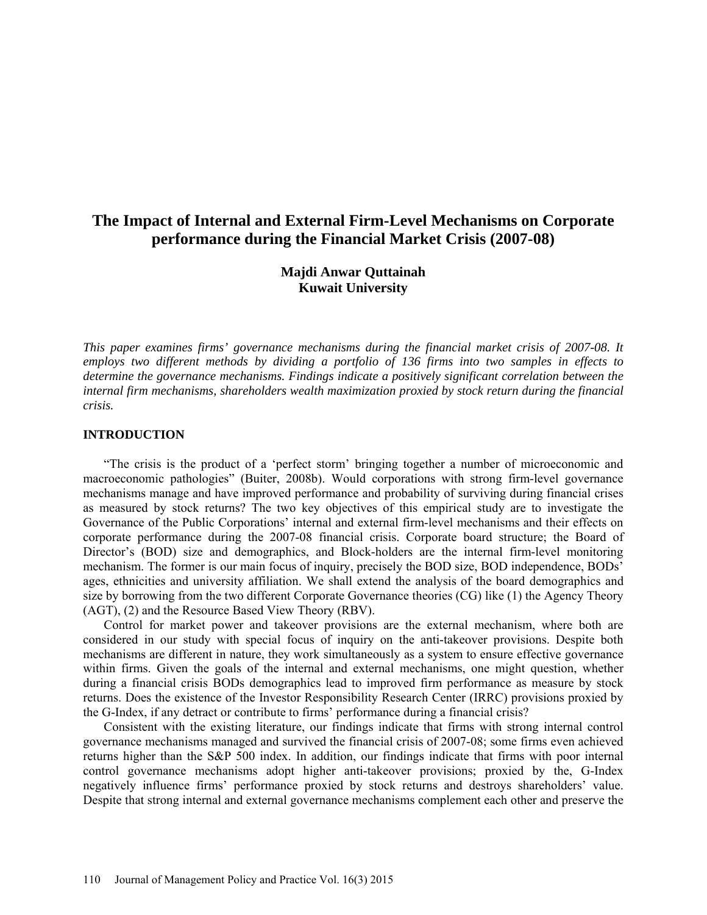# The Impact of Internal and External Firm-Level Mechanisms on Corporate performance during the Financial Market Crisis (2007-08)

**Majdi Anwar Quttainah**
**Kuwait University**

*This paper examines firms' governance mechanisms during the financial market crisis of 2007-08. It employs two different methods by dividing a portfolio of 136 firms into two samples in effects to determine the governance mechanisms. Findings indicate a positively significant correlation between the internal firm mechanisms, shareholders wealth maximization proxied by stock return during the financial crisis.*

## INTRODUCTION

"The crisis is the product of a 'perfect storm' bringing together a number of microeconomic and macroeconomic pathologies" (Buiter, 2008b). Would corporations with strong firm-level governance mechanisms manage and have improved performance and probability of surviving during financial crises as measured by stock returns? The two key objectives of this empirical study are to investigate the Governance of the Public Corporations' internal and external firm-level mechanisms and their effects on corporate performance during the 2007-08 financial crisis. Corporate board structure; the Board of Director's (BOD) size and demographics, and Block-holders are the internal firm-level monitoring mechanism. The former is our main focus of inquiry, precisely the BOD size, BOD independence, BODs' ages, ethnicities and university affiliation. We shall extend the analysis of the board demographics and size by borrowing from the two different Corporate Governance theories (CG) like (1) the Agency Theory (AGT), (2) and the Resource Based View Theory (RBV).

Control for market power and takeover provisions are the external mechanism, where both are considered in our study with special focus of inquiry on the anti-takeover provisions. Despite both mechanisms are different in nature, they work simultaneously as a system to ensure effective governance within firms. Given the goals of the internal and external mechanisms, one might question, whether during a financial crisis BODs demographics lead to improved firm performance as measure by stock returns. Does the existence of the Investor Responsibility Research Center (IRRC) provisions proxied by the G-Index, if any detract or contribute to firms' performance during a financial crisis?

Consistent with the existing literature, our findings indicate that firms with strong internal control governance mechanisms managed and survived the financial crisis of 2007-08; some firms even achieved returns higher than the S&P 500 index. In addition, our findings indicate that firms with poor internal control governance mechanisms adopt higher anti-takeover provisions; proxied by the, G-Index negatively influence firms' performance proxied by stock returns and destroys shareholders' value. Despite that strong internal and external governance mechanisms complement each other and preserve the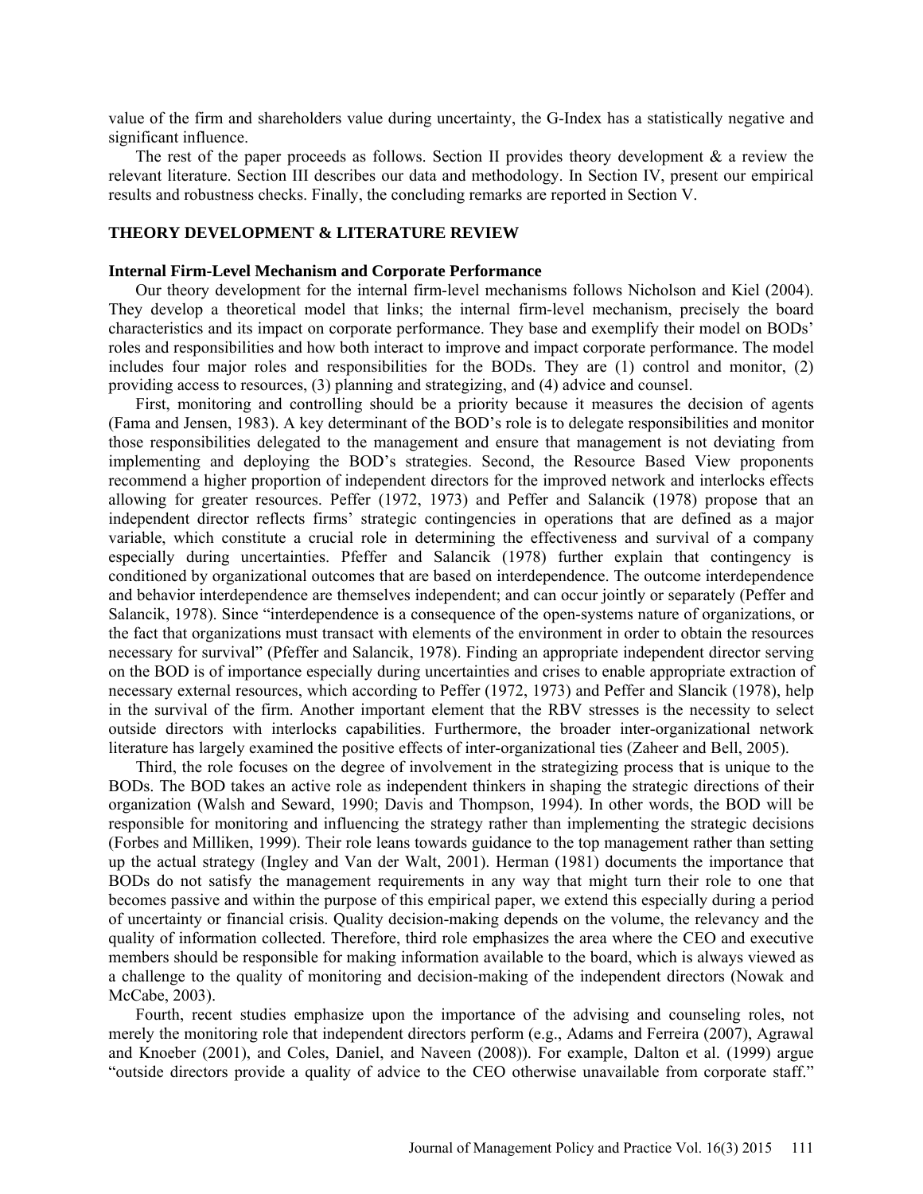value of the firm and shareholders value during uncertainty, the G-Index has a statistically negative and significant influence.

The rest of the paper proceeds as follows. Section II provides theory development & a review the relevant literature. Section III describes our data and methodology. In Section IV, present our empirical results and robustness checks. Finally, the concluding remarks are reported in Section V.

## THEORY DEVELOPMENT & LITERATURE REVIEW

### Internal Firm-Level Mechanism and Corporate Performance

Our theory development for the internal firm-level mechanisms follows Nicholson and Kiel (2004). They develop a theoretical model that links; the internal firm-level mechanism, precisely the board characteristics and its impact on corporate performance. They base and exemplify their model on BODs' roles and responsibilities and how both interact to improve and impact corporate performance. The model includes four major roles and responsibilities for the BODs. They are (1) control and monitor, (2) providing access to resources, (3) planning and strategizing, and (4) advice and counsel.

First, monitoring and controlling should be a priority because it measures the decision of agents (Fama and Jensen, 1983). A key determinant of the BOD's role is to delegate responsibilities and monitor those responsibilities delegated to the management and ensure that management is not deviating from implementing and deploying the BOD's strategies. Second, the Resource Based View proponents recommend a higher proportion of independent directors for the improved network and interlocks effects allowing for greater resources. Peffer (1972, 1973) and Peffer and Salancik (1978) propose that an independent director reflects firms' strategic contingencies in operations that are defined as a major variable, which constitute a crucial role in determining the effectiveness and survival of a company especially during uncertainties. Pfeffer and Salancik (1978) further explain that contingency is conditioned by organizational outcomes that are based on interdependence. The outcome interdependence and behavior interdependence are themselves independent; and can occur jointly or separately (Peffer and Salancik, 1978). Since "interdependence is a consequence of the open-systems nature of organizations, or the fact that organizations must transact with elements of the environment in order to obtain the resources necessary for survival" (Pfeffer and Salancik, 1978). Finding an appropriate independent director serving on the BOD is of importance especially during uncertainties and crises to enable appropriate extraction of necessary external resources, which according to Peffer (1972, 1973) and Peffer and Slancik (1978), help in the survival of the firm. Another important element that the RBV stresses is the necessity to select outside directors with interlocks capabilities. Furthermore, the broader inter-organizational network literature has largely examined the positive effects of inter-organizational ties (Zaheer and Bell, 2005).

Third, the role focuses on the degree of involvement in the strategizing process that is unique to the BODs. The BOD takes an active role as independent thinkers in shaping the strategic directions of their organization (Walsh and Seward, 1990; Davis and Thompson, 1994). In other words, the BOD will be responsible for monitoring and influencing the strategy rather than implementing the strategic decisions (Forbes and Milliken, 1999). Their role leans towards guidance to the top management rather than setting up the actual strategy (Ingley and Van der Walt, 2001). Herman (1981) documents the importance that BODs do not satisfy the management requirements in any way that might turn their role to one that becomes passive and within the purpose of this empirical paper, we extend this especially during a period of uncertainty or financial crisis. Quality decision-making depends on the volume, the relevancy and the quality of information collected. Therefore, third role emphasizes the area where the CEO and executive members should be responsible for making information available to the board, which is always viewed as a challenge to the quality of monitoring and decision-making of the independent directors (Nowak and McCabe, 2003).

Fourth, recent studies emphasize upon the importance of the advising and counseling roles, not merely the monitoring role that independent directors perform (e.g., Adams and Ferreira (2007), Agrawal and Knoeber (2001), and Coles, Daniel, and Naveen (2008)). For example, Dalton et al. (1999) argue "outside directors provide a quality of advice to the CEO otherwise unavailable from corporate staff."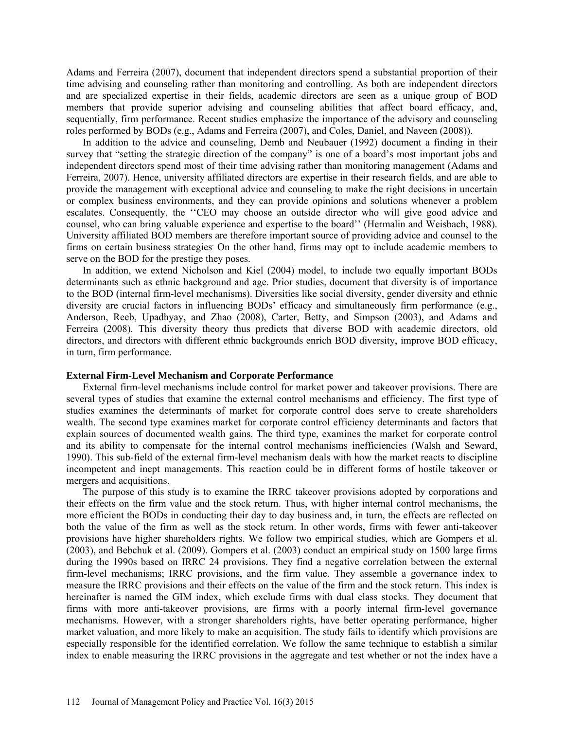Adams and Ferreira (2007), document that independent directors spend a substantial proportion of their time advising and counseling rather than monitoring and controlling. As both are independent directors and are specialized expertise in their fields, academic directors are seen as a unique group of BOD members that provide superior advising and counseling abilities that affect board efficacy, and, sequentially, firm performance. Recent studies emphasize the importance of the advisory and counseling roles performed by BODs (e.g., Adams and Ferreira (2007), and Coles, Daniel, and Naveen (2008)).

In addition to the advice and counseling, Demb and Neubauer (1992) document a finding in their survey that "setting the strategic direction of the company" is one of a board's most important jobs and independent directors spend most of their time advising rather than monitoring management (Adams and Ferreira, 2007). Hence, university affiliated directors are expertise in their research fields, and are able to provide the management with exceptional advice and counseling to make the right decisions in uncertain or complex business environments, and they can provide opinions and solutions whenever a problem escalates. Consequently, the ''CEO may choose an outside director who will give good advice and counsel, who can bring valuable experience and expertise to the board'' (Hermalin and Weisbach, 1988). University affiliated BOD members are therefore important source of providing advice and counsel to the firms on certain business strategies. On the other hand, firms may opt to include academic members to serve on the BOD for the prestige they poses.

In addition, we extend Nicholson and Kiel (2004) model, to include two equally important BODs determinants such as ethnic background and age. Prior studies, document that diversity is of importance to the BOD (internal firm-level mechanisms). Diversities like social diversity, gender diversity and ethnic diversity are crucial factors in influencing BODs' efficacy and simultaneously firm performance (e.g., Anderson, Reeb, Upadhyay, and Zhao (2008), Carter, Betty, and Simpson (2003), and Adams and Ferreira (2008). This diversity theory thus predicts that diverse BOD with academic directors, old directors, and directors with different ethnic backgrounds enrich BOD diversity, improve BOD efficacy, in turn, firm performance.

### External Firm-Level Mechanism and Corporate Performance

External firm-level mechanisms include control for market power and takeover provisions. There are several types of studies that examine the external control mechanisms and efficiency. The first type of studies examines the determinants of market for corporate control does serve to create shareholders wealth. The second type examines market for corporate control efficiency determinants and factors that explain sources of documented wealth gains. The third type, examines the market for corporate control and its ability to compensate for the internal control mechanisms inefficiencies (Walsh and Seward, 1990). This sub-field of the external firm-level mechanism deals with how the market reacts to discipline incompetent and inept managements. This reaction could be in different forms of hostile takeover or mergers and acquisitions.

The purpose of this study is to examine the IRRC takeover provisions adopted by corporations and their effects on the firm value and the stock return. Thus, with higher internal control mechanisms, the more efficient the BODs in conducting their day to day business and, in turn, the effects are reflected on both the value of the firm as well as the stock return. In other words, firms with fewer anti-takeover provisions have higher shareholders rights. We follow two empirical studies, which are Gompers et al. (2003), and Bebchuk et al. (2009). Gompers et al. (2003) conduct an empirical study on 1500 large firms during the 1990s based on IRRC 24 provisions. They find a negative correlation between the external firm-level mechanisms; IRRC provisions, and the firm value. They assemble a governance index to measure the IRRC provisions and their effects on the value of the firm and the stock return. This index is hereinafter is named the GIM index, which exclude firms with dual class stocks. They document that firms with more anti-takeover provisions, are firms with a poorly internal firm-level governance mechanisms. However, with a stronger shareholders rights, have better operating performance, higher market valuation, and more likely to make an acquisition. The study fails to identify which provisions are especially responsible for the identified correlation. We follow the same technique to establish a similar index to enable measuring the IRRC provisions in the aggregate and test whether or not the index have a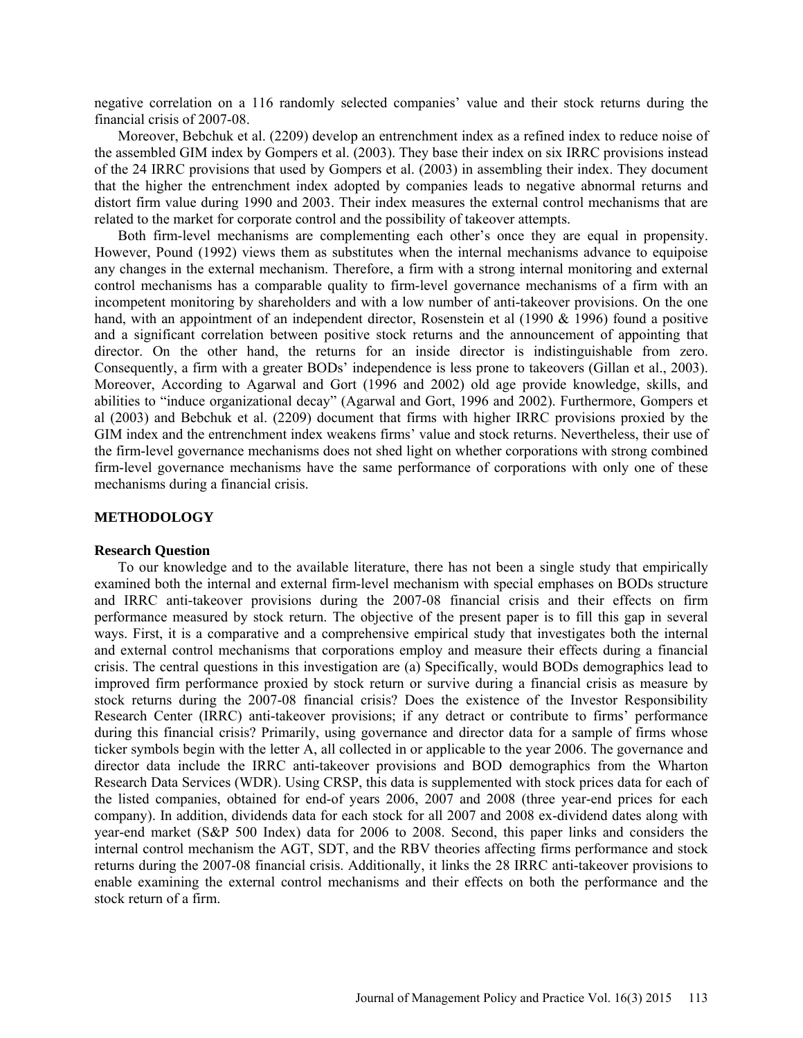negative correlation on a 116 randomly selected companies' value and their stock returns during the financial crisis of 2007-08.

Moreover, Bebchuk et al. (2209) develop an entrenchment index as a refined index to reduce noise of the assembled GIM index by Gompers et al. (2003). They base their index on six IRRC provisions instead of the 24 IRRC provisions that used by Gompers et al. (2003) in assembling their index. They document that the higher the entrenchment index adopted by companies leads to negative abnormal returns and distort firm value during 1990 and 2003. Their index measures the external control mechanisms that are related to the market for corporate control and the possibility of takeover attempts.

Both firm-level mechanisms are complementing each other's once they are equal in propensity. However, Pound (1992) views them as substitutes when the internal mechanisms advance to equipoise any changes in the external mechanism. Therefore, a firm with a strong internal monitoring and external control mechanisms has a comparable quality to firm-level governance mechanisms of a firm with an incompetent monitoring by shareholders and with a low number of anti-takeover provisions. On the one hand, with an appointment of an independent director, Rosenstein et al (1990 & 1996) found a positive and a significant correlation between positive stock returns and the announcement of appointing that director. On the other hand, the returns for an inside director is indistinguishable from zero. Consequently, a firm with a greater BODs' independence is less prone to takeovers (Gillan et al., 2003). Moreover, According to Agarwal and Gort (1996 and 2002) old age provide knowledge, skills, and abilities to "induce organizational decay" (Agarwal and Gort, 1996 and 2002). Furthermore, Gompers et al (2003) and Bebchuk et al. (2209) document that firms with higher IRRC provisions proxied by the GIM index and the entrenchment index weakens firms' value and stock returns. Nevertheless, their use of the firm-level governance mechanisms does not shed light on whether corporations with strong combined firm-level governance mechanisms have the same performance of corporations with only one of these mechanisms during a financial crisis.

## METHODOLOGY

### Research Question

To our knowledge and to the available literature, there has not been a single study that empirically examined both the internal and external firm-level mechanism with special emphases on BODs structure and IRRC anti-takeover provisions during the 2007-08 financial crisis and their effects on firm performance measured by stock return. The objective of the present paper is to fill this gap in several ways. First, it is a comparative and a comprehensive empirical study that investigates both the internal and external control mechanisms that corporations employ and measure their effects during a financial crisis. The central questions in this investigation are (a) Specifically, would BODs demographics lead to improved firm performance proxied by stock return or survive during a financial crisis as measure by stock returns during the 2007-08 financial crisis? Does the existence of the Investor Responsibility Research Center (IRRC) anti-takeover provisions; if any detract or contribute to firms' performance during this financial crisis? Primarily, using governance and director data for a sample of firms whose ticker symbols begin with the letter A, all collected in or applicable to the year 2006. The governance and director data include the IRRC anti-takeover provisions and BOD demographics from the Wharton Research Data Services (WDR). Using CRSP, this data is supplemented with stock prices data for each of the listed companies, obtained for end-of years 2006, 2007 and 2008 (three year-end prices for each company). In addition, dividends data for each stock for all 2007 and 2008 ex-dividend dates along with year-end market (S&P 500 Index) data for 2006 to 2008. Second, this paper links and considers the internal control mechanism the AGT, SDT, and the RBV theories affecting firms performance and stock returns during the 2007-08 financial crisis. Additionally, it links the 28 IRRC anti-takeover provisions to enable examining the external control mechanisms and their effects on both the performance and the stock return of a firm.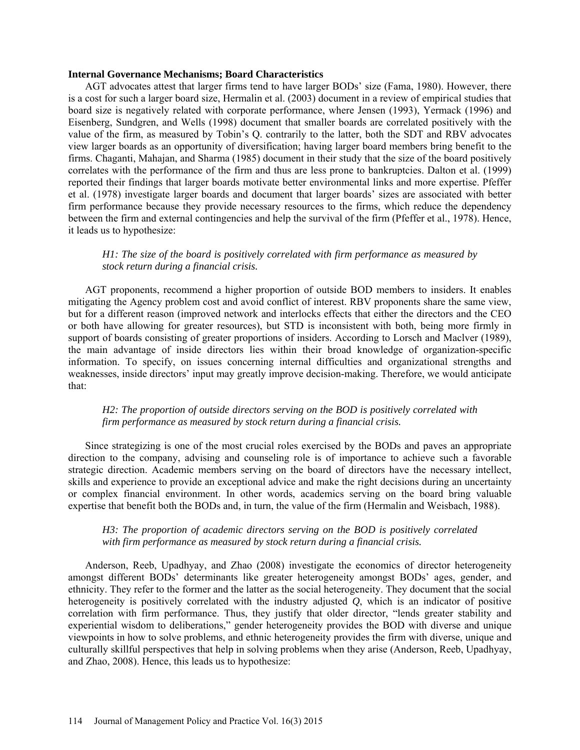**Internal Governance Mechanisms; Board Characteristics**

AGT advocates attest that larger firms tend to have larger BODs' size (Fama, 1980). However, there is a cost for such a larger board size, Hermalin et al. (2003) document in a review of empirical studies that board size is negatively related with corporate performance, where Jensen (1993), Yermack (1996) and Eisenberg, Sundgren, and Wells (1998) document that smaller boards are correlated positively with the value of the firm, as measured by Tobin's Q. contrarily to the latter, both the SDT and RBV advocates view larger boards as an opportunity of diversification; having larger board members bring benefit to the firms. Chaganti, Mahajan, and Sharma (1985) document in their study that the size of the board positively correlates with the performance of the firm and thus are less prone to bankruptcies. Dalton et al. (1999) reported their findings that larger boards motivate better environmental links and more expertise. Pfeffer et al. (1978) investigate larger boards and document that larger boards' sizes are associated with better firm performance because they provide necessary resources to the firms, which reduce the dependency between the firm and external contingencies and help the survival of the firm (Pfeffer et al., 1978). Hence, it leads us to hypothesize:

> *H1: The size of the board is positively correlated with firm performance as measured by stock return during a financial crisis.*

AGT proponents, recommend a higher proportion of outside BOD members to insiders. It enables mitigating the Agency problem cost and avoid conflict of interest. RBV proponents share the same view, but for a different reason (improved network and interlocks effects that either the directors and the CEO or both have allowing for greater resources), but STD is inconsistent with both, being more firmly in support of boards consisting of greater proportions of insiders. According to Lorsch and Maclver (1989), the main advantage of inside directors lies within their broad knowledge of organization-specific information. To specify, on issues concerning internal difficulties and organizational strengths and weaknesses, inside directors' input may greatly improve decision-making. Therefore, we would anticipate that:

> *H2: The proportion of outside directors serving on the BOD is positively correlated with firm performance as measured by stock return during a financial crisis.*

Since strategizing is one of the most crucial roles exercised by the BODs and paves an appropriate direction to the company, advising and counseling role is of importance to achieve such a favorable strategic direction. Academic members serving on the board of directors have the necessary intellect, skills and experience to provide an exceptional advice and make the right decisions during an uncertainty or complex financial environment. In other words, academics serving on the board bring valuable expertise that benefit both the BODs and, in turn, the value of the firm (Hermalin and Weisbach, 1988).

> *H3: The proportion of academic directors serving on the BOD is positively correlated with firm performance as measured by stock return during a financial crisis.*

Anderson, Reeb, Upadhyay, and Zhao (2008) investigate the economics of director heterogeneity amongst different BODs' determinants like greater heterogeneity amongst BODs' ages, gender, and ethnicity. They refer to the former and the latter as the social heterogeneity. They document that the social heterogeneity is positively correlated with the industry adjusted *Q*, which is an indicator of positive correlation with firm performance. Thus, they justify that older director, "lends greater stability and experiential wisdom to deliberations," gender heterogeneity provides the BOD with diverse and unique viewpoints in how to solve problems, and ethnic heterogeneity provides the firm with diverse, unique and culturally skillful perspectives that help in solving problems when they arise (Anderson, Reeb, Upadhyay, and Zhao, 2008). Hence, this leads us to hypothesize: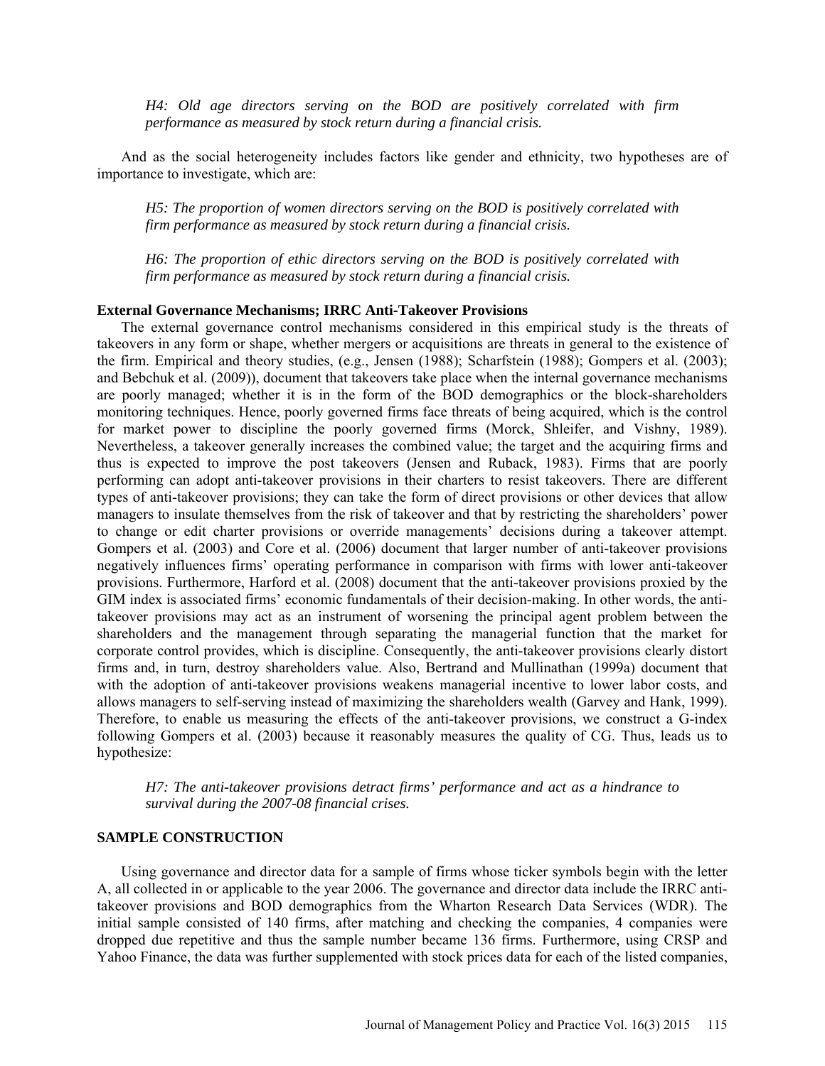*H4: Old age directors serving on the BOD are positively correlated with firm performance as measured by stock return during a financial crisis.*

And as the social heterogeneity includes factors like gender and ethnicity, two hypotheses are of importance to investigate, which are:

*H5: The proportion of women directors serving on the BOD is positively correlated with firm performance as measured by stock return during a financial crisis.*

*H6: The proportion of ethic directors serving on the BOD is positively correlated with firm performance as measured by stock return during a financial crisis.*

### External Governance Mechanisms; IRRC Anti-Takeover Provisions

The external governance control mechanisms considered in this empirical study is the threats of takeovers in any form or shape, whether mergers or acquisitions are threats in general to the existence of the firm. Empirical and theory studies, (e.g., Jensen (1988); Scharfstein (1988); Gompers et al. (2003); and Bebchuk et al. (2009)), document that takeovers take place when the internal governance mechanisms are poorly managed; whether it is in the form of the BOD demographics or the block-shareholders monitoring techniques. Hence, poorly governed firms face threats of being acquired, which is the control for market power to discipline the poorly governed firms (Morck, Shleifer, and Vishny, 1989). Nevertheless, a takeover generally increases the combined value; the target and the acquiring firms and thus is expected to improve the post takeovers (Jensen and Ruback, 1983). Firms that are poorly performing can adopt anti-takeover provisions in their charters to resist takeovers. There are different types of anti-takeover provisions; they can take the form of direct provisions or other devices that allow managers to insulate themselves from the risk of takeover and that by restricting the shareholders' power to change or edit charter provisions or override managements' decisions during a takeover attempt. Gompers et al. (2003) and Core et al. (2006) document that larger number of anti-takeover provisions negatively influences firms' operating performance in comparison with firms with lower anti-takeover provisions. Furthermore, Harford et al. (2008) document that the anti-takeover provisions proxied by the GIM index is associated firms' economic fundamentals of their decision-making. In other words, the anti-takeover provisions may act as an instrument of worsening the principal agent problem between the shareholders and the management through separating the managerial function that the market for corporate control provides, which is discipline. Consequently, the anti-takeover provisions clearly distort firms and, in turn, destroy shareholders value. Also, Bertrand and Mullinathan (1999a) document that with the adoption of anti-takeover provisions weakens managerial incentive to lower labor costs, and allows managers to self-serving instead of maximizing the shareholders wealth (Garvey and Hank, 1999). Therefore, to enable us measuring the effects of the anti-takeover provisions, we construct a G-index following Gompers et al. (2003) because it reasonably measures the quality of CG. Thus, leads us to hypothesize:

*H7: The anti-takeover provisions detract firms' performance and act as a hindrance to survival during the 2007-08 financial crises.*

## SAMPLE CONSTRUCTION

Using governance and director data for a sample of firms whose ticker symbols begin with the letter A, all collected in or applicable to the year 2006. The governance and director data include the IRRC anti-takeover provisions and BOD demographics from the Wharton Research Data Services (WDR). The initial sample consisted of 140 firms, after matching and checking the companies, 4 companies were dropped due repetitive and thus the sample number became 136 firms. Furthermore, using CRSP and Yahoo Finance, the data was further supplemented with stock prices data for each of the listed companies,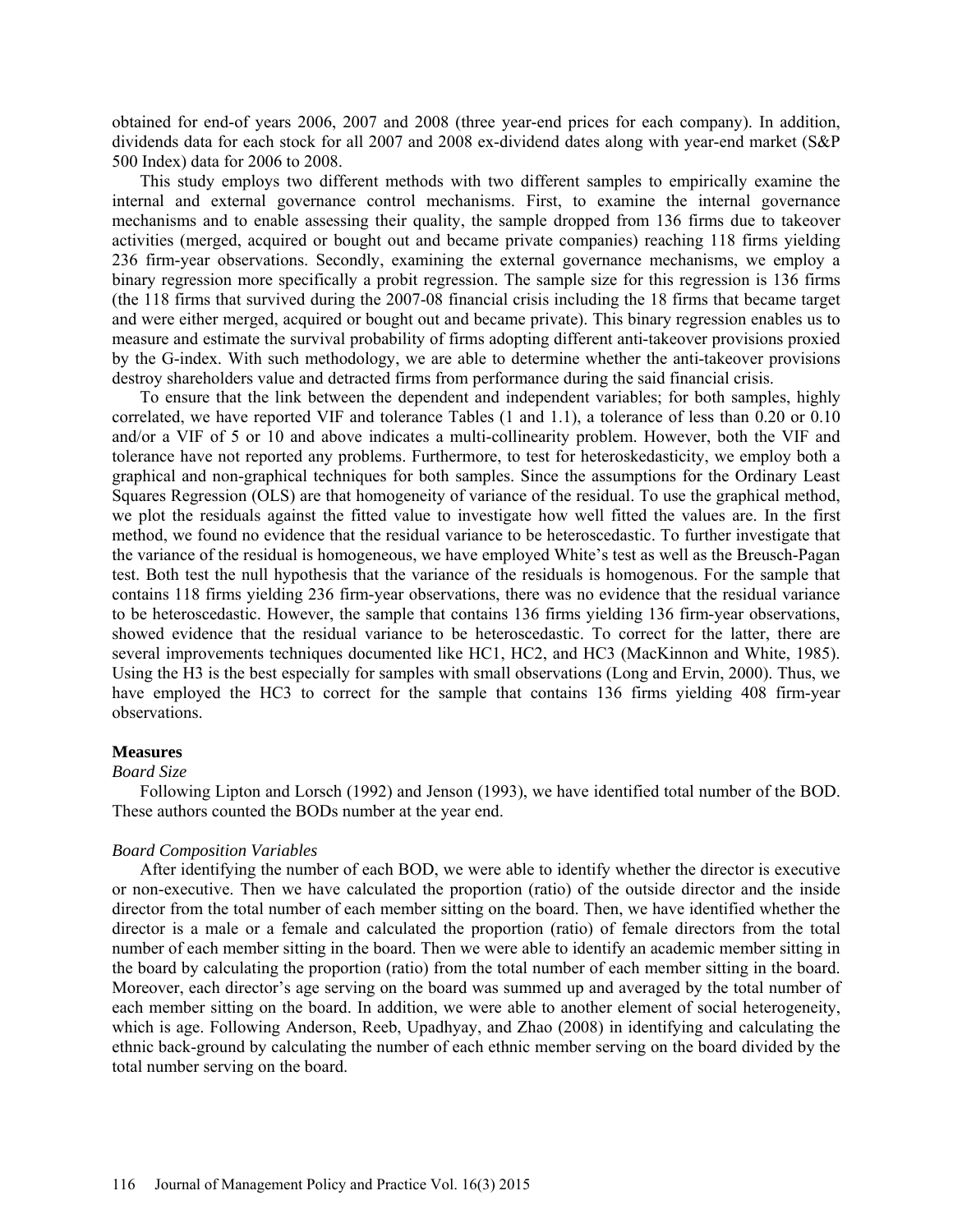obtained for end-of years 2006, 2007 and 2008 (three year-end prices for each company). In addition, dividends data for each stock for all 2007 and 2008 ex-dividend dates along with year-end market (S&P 500 Index) data for 2006 to 2008.

This study employs two different methods with two different samples to empirically examine the internal and external governance control mechanisms. First, to examine the internal governance mechanisms and to enable assessing their quality, the sample dropped from 136 firms due to takeover activities (merged, acquired or bought out and became private companies) reaching 118 firms yielding 236 firm-year observations. Secondly, examining the external governance mechanisms, we employ a binary regression more specifically a probit regression. The sample size for this regression is 136 firms (the 118 firms that survived during the 2007-08 financial crisis including the 18 firms that became target and were either merged, acquired or bought out and became private). This binary regression enables us to measure and estimate the survival probability of firms adopting different anti-takeover provisions proxied by the G-index. With such methodology, we are able to determine whether the anti-takeover provisions destroy shareholders value and detracted firms from performance during the said financial crisis.

To ensure that the link between the dependent and independent variables; for both samples, highly correlated, we have reported VIF and tolerance Tables (1 and 1.1), a tolerance of less than 0.20 or 0.10 and/or a VIF of 5 or 10 and above indicates a multi-collinearity problem. However, both the VIF and tolerance have not reported any problems. Furthermore, to test for heteroskedasticity, we employ both a graphical and non-graphical techniques for both samples. Since the assumptions for the Ordinary Least Squares Regression (OLS) are that homogeneity of variance of the residual. To use the graphical method, we plot the residuals against the fitted value to investigate how well fitted the values are. In the first method, we found no evidence that the residual variance to be heteroscedastic. To further investigate that the variance of the residual is homogeneous, we have employed White's test as well as the Breusch-Pagan test. Both test the null hypothesis that the variance of the residuals is homogenous. For the sample that contains 118 firms yielding 236 firm-year observations, there was no evidence that the residual variance to be heteroscedastic. However, the sample that contains 136 firms yielding 136 firm-year observations, showed evidence that the residual variance to be heteroscedastic. To correct for the latter, there are several improvements techniques documented like HC1, HC2, and HC3 (MacKinnon and White, 1985). Using the H3 is the best especially for samples with small observations (Long and Ervin, 2000). Thus, we have employed the HC3 to correct for the sample that contains 136 firms yielding 408 firm-year observations.

## Measures

### *Board Size*

Following Lipton and Lorsch (1992) and Jenson (1993), we have identified total number of the BOD. These authors counted the BODs number at the year end.

### *Board Composition Variables*

After identifying the number of each BOD, we were able to identify whether the director is executive or non-executive. Then we have calculated the proportion (ratio) of the outside director and the inside director from the total number of each member sitting on the board. Then, we have identified whether the director is a male or a female and calculated the proportion (ratio) of female directors from the total number of each member sitting in the board. Then we were able to identify an academic member sitting in the board by calculating the proportion (ratio) from the total number of each member sitting in the board. Moreover, each director's age serving on the board was summed up and averaged by the total number of each member sitting on the board. In addition, we were able to another element of social heterogeneity, which is age. Following Anderson, Reeb, Upadhyay, and Zhao (2008) in identifying and calculating the ethnic back-ground by calculating the number of each ethnic member serving on the board divided by the total number serving on the board.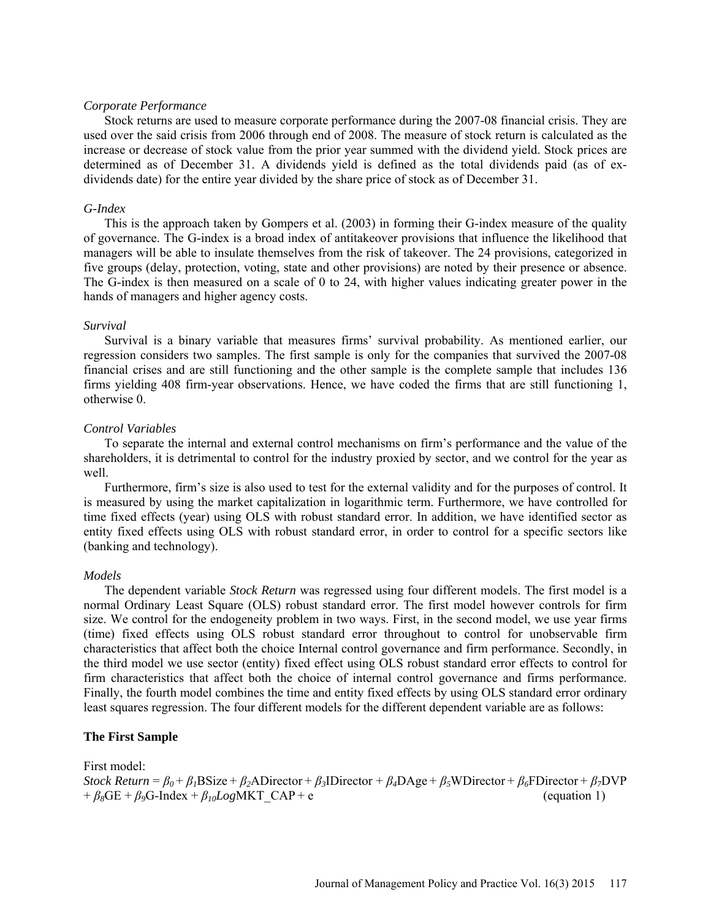*Corporate Performance*

Stock returns are used to measure corporate performance during the 2007-08 financial crisis. They are used over the said crisis from 2006 through end of 2008. The measure of stock return is calculated as the increase or decrease of stock value from the prior year summed with the dividend yield. Stock prices are determined as of December 31. A dividends yield is defined as the total dividends paid (as of ex-dividends date) for the entire year divided by the share price of stock as of December 31.

*G-Index*

This is the approach taken by Gompers et al. (2003) in forming their G-index measure of the quality of governance. The G-index is a broad index of antitakeover provisions that influence the likelihood that managers will be able to insulate themselves from the risk of takeover. The 24 provisions, categorized in five groups (delay, protection, voting, state and other provisions) are noted by their presence or absence. The G-index is then measured on a scale of 0 to 24, with higher values indicating greater power in the hands of managers and higher agency costs.

*Survival*

Survival is a binary variable that measures firms' survival probability. As mentioned earlier, our regression considers two samples. The first sample is only for the companies that survived the 2007-08 financial crises and are still functioning and the other sample is the complete sample that includes 136 firms yielding 408 firm-year observations. Hence, we have coded the firms that are still functioning 1, otherwise 0.

*Control Variables*

To separate the internal and external control mechanisms on firm's performance and the value of the shareholders, it is detrimental to control for the industry proxied by sector, and we control for the year as well.

Furthermore, firm's size is also used to test for the external validity and for the purposes of control. It is measured by using the market capitalization in logarithmic term. Furthermore, we have controlled for time fixed effects (year) using OLS with robust standard error. In addition, we have identified sector as entity fixed effects using OLS with robust standard error, in order to control for a specific sectors like (banking and technology).

*Models*

The dependent variable *Stock Return* was regressed using four different models. The first model is a normal Ordinary Least Square (OLS) robust standard error. The first model however controls for firm size. We control for the endogeneity problem in two ways. First, in the second model, we use year firms (time) fixed effects using OLS robust standard error throughout to control for unobservable firm characteristics that affect both the choice Internal control governance and firm performance. Secondly, in the third model we use sector (entity) fixed effect using OLS robust standard error effects to control for firm characteristics that affect both the choice of internal control governance and firms performance. Finally, the fourth model combines the time and entity fixed effects by using OLS standard error ordinary least squares regression. The four different models for the different dependent variable are as follows:

**The First Sample**

First model:

$$\textit{Stock Return} = \beta_0 + \beta_1\text{BSize} + \beta_2\text{ADirector} + \beta_3\text{IDirector} + \beta_4\text{DAge} + \beta_5\text{WDirector} + \beta_6\text{FDirector} + \beta_7\text{DVP} + \beta_8\text{GE} + \beta_9\text{G-Index} + \beta_{10}\textit{Log}\text{MKT\_CAP} + e \quad \text{(equation 1)}$$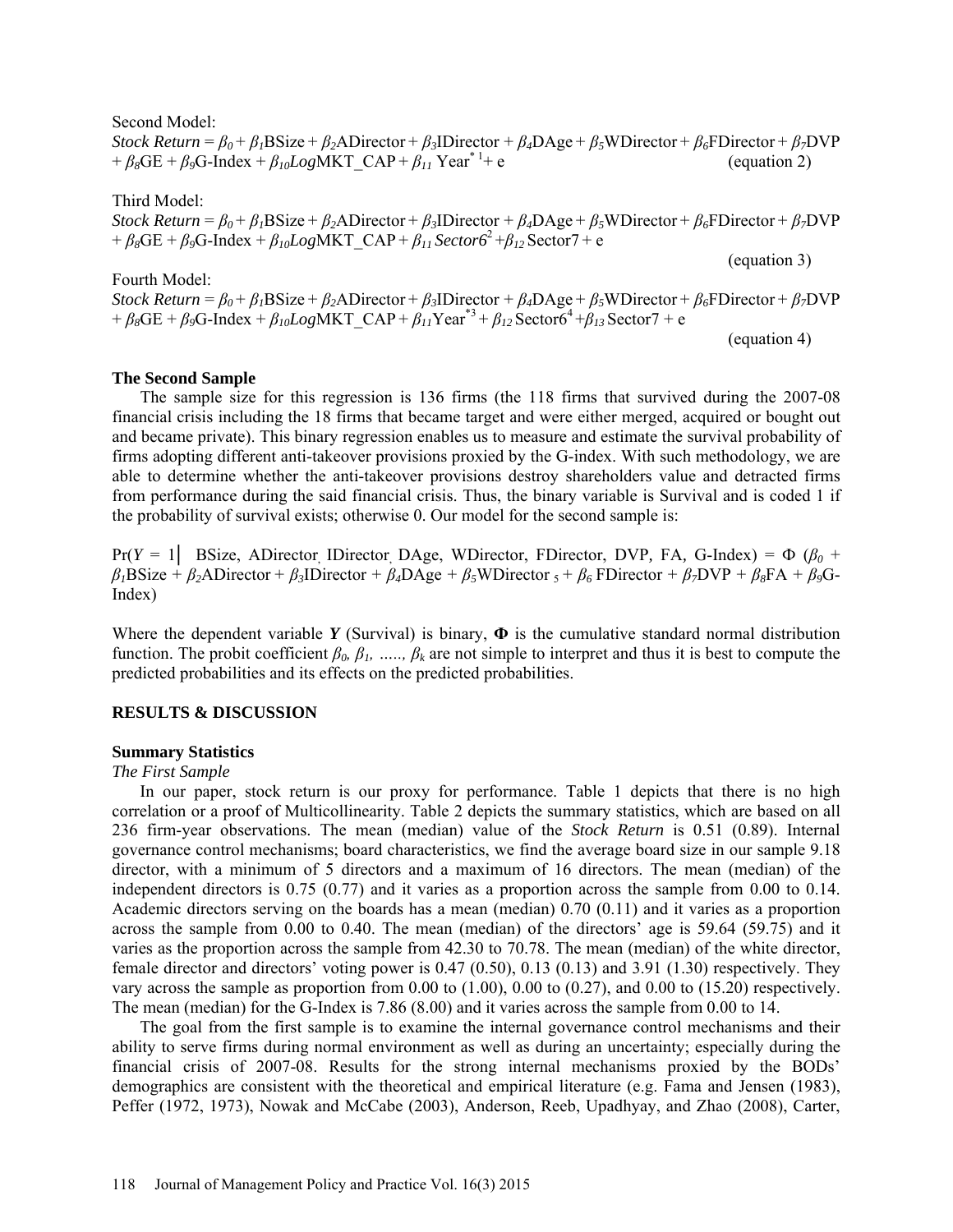Second Model:

$$Stock\ Return = \beta_0 + \beta_1\text{BSize} + \beta_2\text{ADirector} + \beta_3\text{IDirector} + \beta_4\text{DAge} + \beta_5\text{WDirector} + \beta_6\text{FDirector} + \beta_7\text{DVP} + \beta_8\text{GE} + \beta_9\text{G-Index} + \beta_{10}Log\text{MKT\_CAP} + \beta_{11}\ \text{Year}^{*\,1} + e \qquad \text{(equation 2)}$$

Third Model:

$$Stock\ Return = \beta_0 + \beta_1\text{BSize} + \beta_2\text{ADirector} + \beta_3\text{IDirector} + \beta_4\text{DAge} + \beta_5\text{WDirector} + \beta_6\text{FDirector} + \beta_7\text{DVP} + \beta_8\text{GE} + \beta_9\text{G-Index} + \beta_{10}Log\text{MKT\_CAP} + \beta_{11}\ Sector6^2 + \beta_{12}\ \text{Sector7} + e \qquad \text{(equation 3)}$$

Fourth Model:

$$Stock\ Return = \beta_0 + \beta_1\text{BSize} + \beta_2\text{ADirector} + \beta_3\text{IDirector} + \beta_4\text{DAge} + \beta_5\text{WDirector} + \beta_6\text{FDirector} + \beta_7\text{DVP} + \beta_8\text{GE} + \beta_9\text{G-Index} + \beta_{10}Log\text{MKT\_CAP} + \beta_{11}\text{Year}^{*3} + \beta_{12}\ \text{Sector6}^4 + \beta_{13}\ \text{Sector7} + e \qquad \text{(equation 4)}$$

**The Second Sample**

The sample size for this regression is 136 firms (the 118 firms that survived during the 2007-08 financial crisis including the 18 firms that became target and were either merged, acquired or bought out and became private). This binary regression enables us to measure and estimate the survival probability of firms adopting different anti-takeover provisions proxied by the G-index. With such methodology, we are able to determine whether the anti-takeover provisions destroy shareholders value and detracted firms from performance during the said financial crisis. Thus, the binary variable is Survival and is coded 1 if the probability of survival exists; otherwise 0. Our model for the second sample is:

$$\Pr(Y = 1 \mid \text{BSize, ADirector, IDirector, DAge, WDirector, FDirector, DVP, FA, G-Index}) = \Phi\ (\beta_0 + \beta_1\text{BSize} + \beta_2\text{ADirector} + \beta_3\text{IDirector} + \beta_4\text{DAge} + \beta_5\text{WDirector}_5 + \beta_6\ \text{FDirector} + \beta_7\text{DVP} + \beta_8\text{FA} + \beta_9\text{G-Index})$$

Where the dependent variable ***Y*** (Survival) is binary, **Φ** is the cumulative standard normal distribution function. The probit coefficient $\beta_0, \beta_1, \ldots, \beta_k$ are not simple to interpret and thus it is best to compute the predicted probabilities and its effects on the predicted probabilities.

## RESULTS & DISCUSSION

### Summary Statistics

*The First Sample*

In our paper, stock return is our proxy for performance. Table 1 depicts that there is no high correlation or a proof of Multicollinearity. Table 2 depicts the summary statistics, which are based on all 236 firm-year observations. The mean (median) value of the *Stock Return* is 0.51 (0.89). Internal governance control mechanisms; board characteristics, we find the average board size in our sample 9.18 director, with a minimum of 5 directors and a maximum of 16 directors. The mean (median) of the independent directors is 0.75 (0.77) and it varies as a proportion across the sample from 0.00 to 0.14. Academic directors serving on the boards has a mean (median) 0.70 (0.11) and it varies as a proportion across the sample from 0.00 to 0.40. The mean (median) of the directors' age is 59.64 (59.75) and it varies as the proportion across the sample from 42.30 to 70.78. The mean (median) of the white director, female director and directors' voting power is 0.47 (0.50), 0.13 (0.13) and 3.91 (1.30) respectively. They vary across the sample as proportion from 0.00 to (1.00), 0.00 to (0.27), and 0.00 to (15.20) respectively. The mean (median) for the G-Index is 7.86 (8.00) and it varies across the sample from 0.00 to 14.

The goal from the first sample is to examine the internal governance control mechanisms and their ability to serve firms during normal environment as well as during an uncertainty; especially during the financial crisis of 2007-08. Results for the strong internal mechanisms proxied by the BODs' demographics are consistent with the theoretical and empirical literature (e.g. Fama and Jensen (1983), Peffer (1972, 1973), Nowak and McCabe (2003), Anderson, Reeb, Upadhyay, and Zhao (2008), Carter,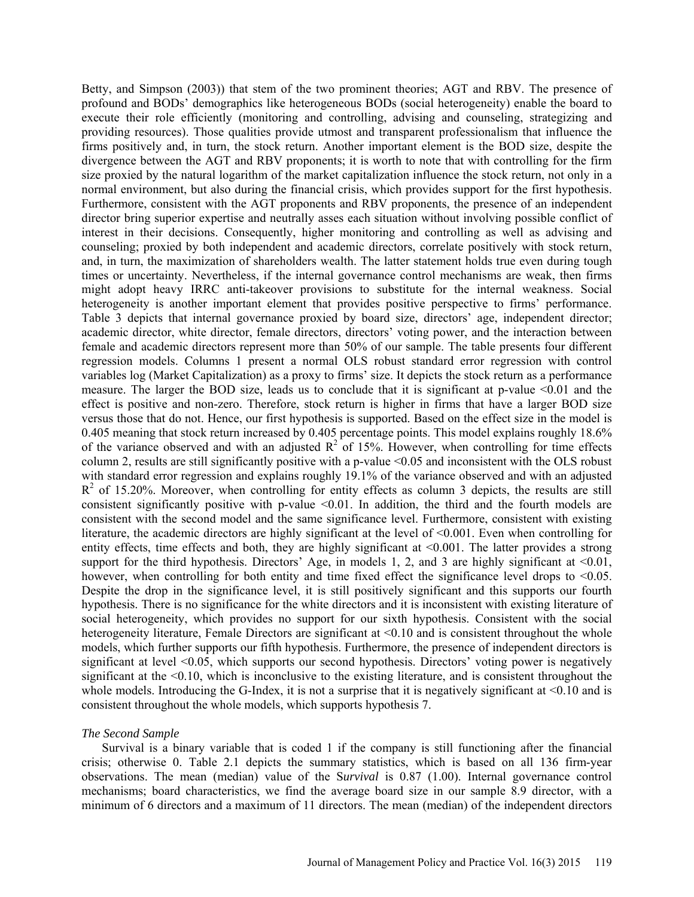Betty, and Simpson (2003)) that stem of the two prominent theories; AGT and RBV. The presence of profound and BODs' demographics like heterogeneous BODs (social heterogeneity) enable the board to execute their role efficiently (monitoring and controlling, advising and counseling, strategizing and providing resources). Those qualities provide utmost and transparent professionalism that influence the firms positively and, in turn, the stock return. Another important element is the BOD size, despite the divergence between the AGT and RBV proponents; it is worth to note that with controlling for the firm size proxied by the natural logarithm of the market capitalization influence the stock return, not only in a normal environment, but also during the financial crisis, which provides support for the first hypothesis. Furthermore, consistent with the AGT proponents and RBV proponents, the presence of an independent director bring superior expertise and neutrally asses each situation without involving possible conflict of interest in their decisions. Consequently, higher monitoring and controlling as well as advising and counseling; proxied by both independent and academic directors, correlate positively with stock return, and, in turn, the maximization of shareholders wealth. The latter statement holds true even during tough times or uncertainty. Nevertheless, if the internal governance control mechanisms are weak, then firms might adopt heavy IRRC anti-takeover provisions to substitute for the internal weakness. Social heterogeneity is another important element that provides positive perspective to firms' performance. Table 3 depicts that internal governance proxied by board size, directors' age, independent director; academic director, white director, female directors, directors' voting power, and the interaction between female and academic directors represent more than 50% of our sample. The table presents four different regression models. Columns 1 present a normal OLS robust standard error regression with control variables log (Market Capitalization) as a proxy to firms' size. It depicts the stock return as a performance measure. The larger the BOD size, leads us to conclude that it is significant at p-value <0.01 and the effect is positive and non-zero. Therefore, stock return is higher in firms that have a larger BOD size versus those that do not. Hence, our first hypothesis is supported. Based on the effect size in the model is 0.405 meaning that stock return increased by 0.405 percentage points. This model explains roughly 18.6% of the variance observed and with an adjusted $R^2$ of 15%. However, when controlling for time effects column 2, results are still significantly positive with a p-value <0.05 and inconsistent with the OLS robust with standard error regression and explains roughly 19.1% of the variance observed and with an adjusted $R^2$ of 15.20%. Moreover, when controlling for entity effects as column 3 depicts, the results are still consistent significantly positive with p-value <0.01. In addition, the third and the fourth models are consistent with the second model and the same significance level. Furthermore, consistent with existing literature, the academic directors are highly significant at the level of <0.001. Even when controlling for entity effects, time effects and both, they are highly significant at <0.001. The latter provides a strong support for the third hypothesis. Directors' Age, in models 1, 2, and 3 are highly significant at <0.01, however, when controlling for both entity and time fixed effect the significance level drops to <0.05. Despite the drop in the significance level, it is still positively significant and this supports our fourth hypothesis. There is no significance for the white directors and it is inconsistent with existing literature of social heterogeneity, which provides no support for our sixth hypothesis. Consistent with the social heterogeneity literature, Female Directors are significant at <0.10 and is consistent throughout the whole models, which further supports our fifth hypothesis. Furthermore, the presence of independent directors is significant at level <0.05, which supports our second hypothesis. Directors' voting power is negatively significant at the <0.10, which is inconclusive to the existing literature, and is consistent throughout the whole models. Introducing the G-Index, it is not a surprise that it is negatively significant at <0.10 and is consistent throughout the whole models, which supports hypothesis 7.

### *The Second Sample*

Survival is a binary variable that is coded 1 if the company is still functioning after the financial crisis; otherwise 0. Table 2.1 depicts the summary statistics, which is based on all 136 firm-year observations. The mean (median) value of the S*urvival* is 0.87 (1.00). Internal governance control mechanisms; board characteristics, we find the average board size in our sample 8.9 director, with a minimum of 6 directors and a maximum of 11 directors. The mean (median) of the independent directors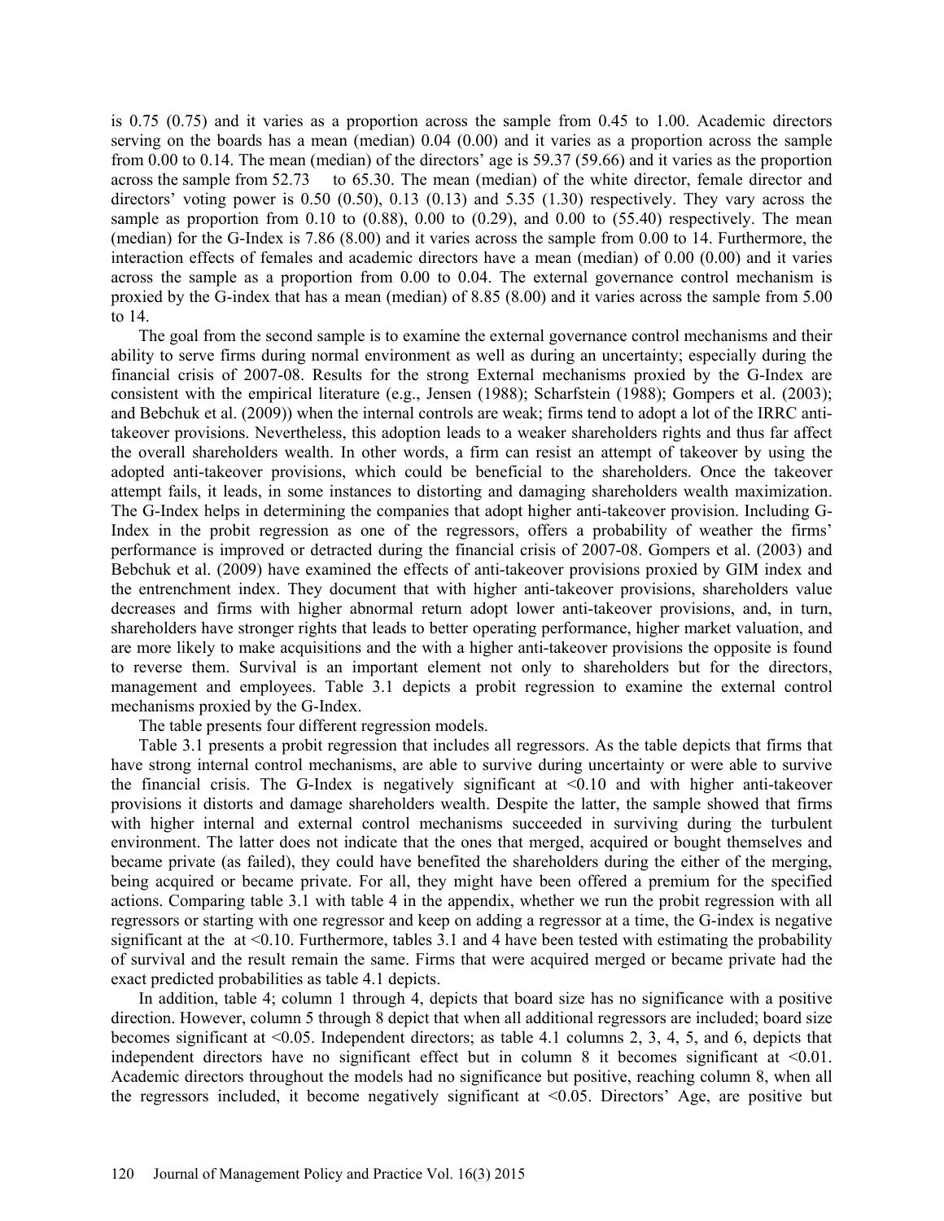is 0.75 (0.75) and it varies as a proportion across the sample from 0.45 to 1.00. Academic directors serving on the boards has a mean (median) 0.04 (0.00) and it varies as a proportion across the sample from 0.00 to 0.14. The mean (median) of the directors' age is 59.37 (59.66) and it varies as the proportion across the sample from 52.73 to 65.30. The mean (median) of the white director, female director and directors' voting power is 0.50 (0.50), 0.13 (0.13) and 5.35 (1.30) respectively. They vary across the sample as proportion from 0.10 to (0.88), 0.00 to (0.29), and 0.00 to (55.40) respectively. The mean (median) for the G-Index is 7.86 (8.00) and it varies across the sample from 0.00 to 14. Furthermore, the interaction effects of females and academic directors have a mean (median) of 0.00 (0.00) and it varies across the sample as a proportion from 0.00 to 0.04. The external governance control mechanism is proxied by the G-index that has a mean (median) of 8.85 (8.00) and it varies across the sample from 5.00 to 14.

The goal from the second sample is to examine the external governance control mechanisms and their ability to serve firms during normal environment as well as during an uncertainty; especially during the financial crisis of 2007-08. Results for the strong External mechanisms proxied by the G-Index are consistent with the empirical literature (e.g., Jensen (1988); Scharfstein (1988); Gompers et al. (2003); and Bebchuk et al. (2009)) when the internal controls are weak; firms tend to adopt a lot of the IRRC anti-takeover provisions. Nevertheless, this adoption leads to a weaker shareholders rights and thus far affect the overall shareholders wealth. In other words, a firm can resist an attempt of takeover by using the adopted anti-takeover provisions, which could be beneficial to the shareholders. Once the takeover attempt fails, it leads, in some instances to distorting and damaging shareholders wealth maximization. The G-Index helps in determining the companies that adopt higher anti-takeover provision. Including G-Index in the probit regression as one of the regressors, offers a probability of weather the firms' performance is improved or detracted during the financial crisis of 2007-08. Gompers et al. (2003) and Bebchuk et al. (2009) have examined the effects of anti-takeover provisions proxied by GIM index and the entrenchment index. They document that with higher anti-takeover provisions, shareholders value decreases and firms with higher abnormal return adopt lower anti-takeover provisions, and, in turn, shareholders have stronger rights that leads to better operating performance, higher market valuation, and are more likely to make acquisitions and the with a higher anti-takeover provisions the opposite is found to reverse them. Survival is an important element not only to shareholders but for the directors, management and employees. Table 3.1 depicts a probit regression to examine the external control mechanisms proxied by the G-Index.

The table presents four different regression models.

Table 3.1 presents a probit regression that includes all regressors. As the table depicts that firms that have strong internal control mechanisms, are able to survive during uncertainty or were able to survive the financial crisis. The G-Index is negatively significant at <0.10 and with higher anti-takeover provisions it distorts and damage shareholders wealth. Despite the latter, the sample showed that firms with higher internal and external control mechanisms succeeded in surviving during the turbulent environment. The latter does not indicate that the ones that merged, acquired or bought themselves and became private (as failed), they could have benefited the shareholders during the either of the merging, being acquired or became private. For all, they might have been offered a premium for the specified actions. Comparing table 3.1 with table 4 in the appendix, whether we run the probit regression with all regressors or starting with one regressor and keep on adding a regressor at a time, the G-index is negative significant at the at <0.10. Furthermore, tables 3.1 and 4 have been tested with estimating the probability of survival and the result remain the same. Firms that were acquired merged or became private had the exact predicted probabilities as table 4.1 depicts.

In addition, table 4; column 1 through 4, depicts that board size has no significance with a positive direction. However, column 5 through 8 depict that when all additional regressors are included; board size becomes significant at <0.05. Independent directors; as table 4.1 columns 2, 3, 4, 5, and 6, depicts that independent directors have no significant effect but in column 8 it becomes significant at <0.01. Academic directors throughout the models had no significance but positive, reaching column 8, when all the regressors included, it become negatively significant at <0.05. Directors' Age, are positive but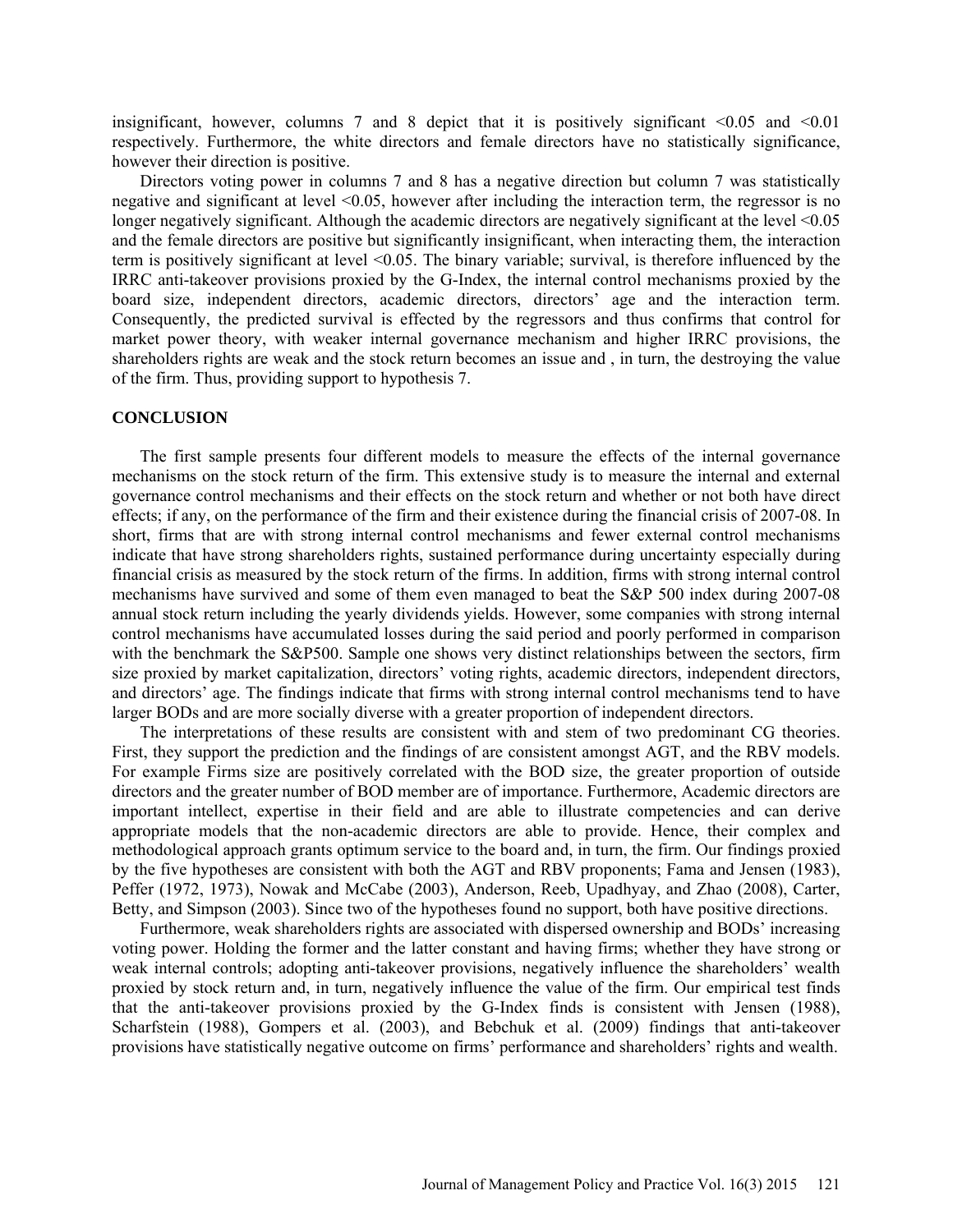insignificant, however, columns 7 and 8 depict that it is positively significant <0.05 and <0.01 respectively. Furthermore, the white directors and female directors have no statistically significance, however their direction is positive.

Directors voting power in columns 7 and 8 has a negative direction but column 7 was statistically negative and significant at level <0.05, however after including the interaction term, the regressor is no longer negatively significant. Although the academic directors are negatively significant at the level <0.05 and the female directors are positive but significantly insignificant, when interacting them, the interaction term is positively significant at level <0.05. The binary variable; survival, is therefore influenced by the IRRC anti-takeover provisions proxied by the G-Index, the internal control mechanisms proxied by the board size, independent directors, academic directors, directors' age and the interaction term. Consequently, the predicted survival is effected by the regressors and thus confirms that control for market power theory, with weaker internal governance mechanism and higher IRRC provisions, the shareholders rights are weak and the stock return becomes an issue and , in turn, the destroying the value of the firm. Thus, providing support to hypothesis 7.

## CONCLUSION

The first sample presents four different models to measure the effects of the internal governance mechanisms on the stock return of the firm. This extensive study is to measure the internal and external governance control mechanisms and their effects on the stock return and whether or not both have direct effects; if any, on the performance of the firm and their existence during the financial crisis of 2007-08. In short, firms that are with strong internal control mechanisms and fewer external control mechanisms indicate that have strong shareholders rights, sustained performance during uncertainty especially during financial crisis as measured by the stock return of the firms. In addition, firms with strong internal control mechanisms have survived and some of them even managed to beat the S&P 500 index during 2007-08 annual stock return including the yearly dividends yields. However, some companies with strong internal control mechanisms have accumulated losses during the said period and poorly performed in comparison with the benchmark the S&P500. Sample one shows very distinct relationships between the sectors, firm size proxied by market capitalization, directors' voting rights, academic directors, independent directors, and directors' age. The findings indicate that firms with strong internal control mechanisms tend to have larger BODs and are more socially diverse with a greater proportion of independent directors.

The interpretations of these results are consistent with and stem of two predominant CG theories. First, they support the prediction and the findings of are consistent amongst AGT, and the RBV models. For example Firms size are positively correlated with the BOD size, the greater proportion of outside directors and the greater number of BOD member are of importance. Furthermore, Academic directors are important intellect, expertise in their field and are able to illustrate competencies and can derive appropriate models that the non-academic directors are able to provide. Hence, their complex and methodological approach grants optimum service to the board and, in turn, the firm. Our findings proxied by the five hypotheses are consistent with both the AGT and RBV proponents; Fama and Jensen (1983), Peffer (1972, 1973), Nowak and McCabe (2003), Anderson, Reeb, Upadhyay, and Zhao (2008), Carter, Betty, and Simpson (2003). Since two of the hypotheses found no support, both have positive directions.

Furthermore, weak shareholders rights are associated with dispersed ownership and BODs' increasing voting power. Holding the former and the latter constant and having firms; whether they have strong or weak internal controls; adopting anti-takeover provisions, negatively influence the shareholders' wealth proxied by stock return and, in turn, negatively influence the value of the firm. Our empirical test finds that the anti-takeover provisions proxied by the G-Index finds is consistent with Jensen (1988), Scharfstein (1988), Gompers et al. (2003), and Bebchuk et al. (2009) findings that anti-takeover provisions have statistically negative outcome on firms' performance and shareholders' rights and wealth.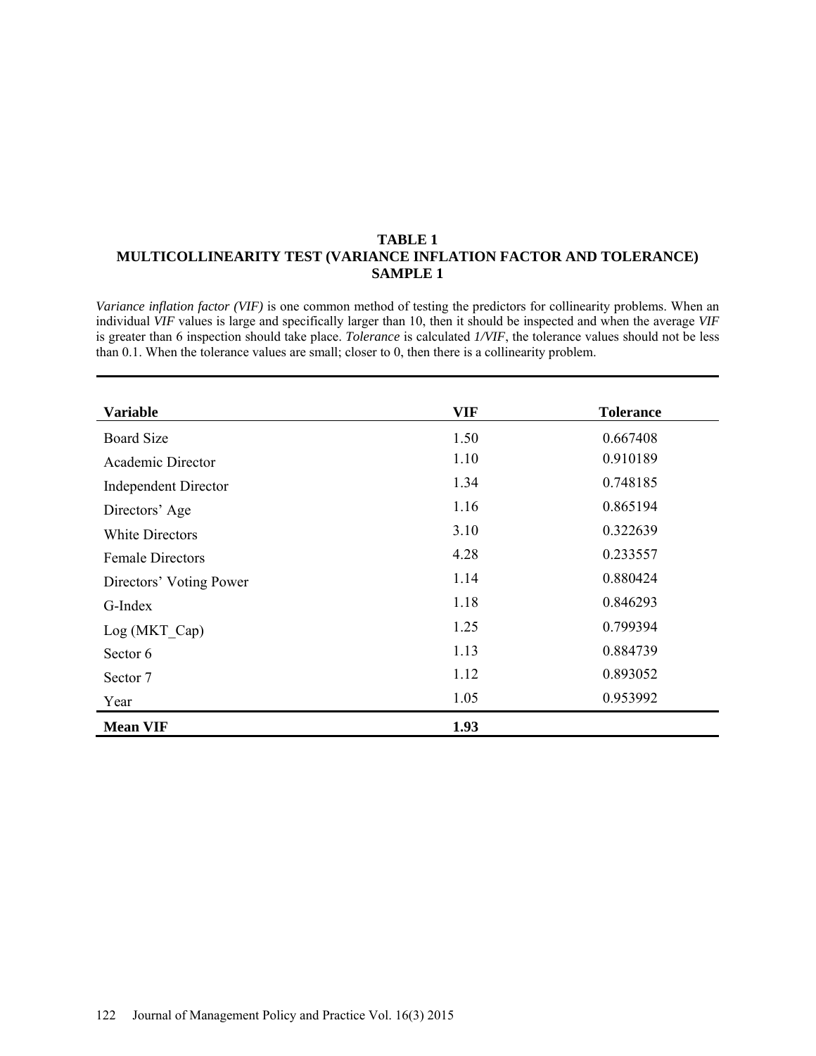**TABLE 1**
**MULTICOLLINEARITY TEST (VARIANCE INFLATION FACTOR AND TOLERANCE)**
**SAMPLE 1**

*Variance inflation factor (VIF)* is one common method of testing the predictors for collinearity problems. When an individual *VIF* values is large and specifically larger than 10, then it should be inspected and when the average *VIF* is greater than 6 inspection should take place. *Tolerance* is calculated *1/VIF*, the tolerance values should not be less than 0.1. When the tolerance values are small; closer to 0, then there is a collinearity problem.

| Variable | VIF | Tolerance |
|---|---|---|
| Board Size | 1.50 | 0.667408 |
| Academic Director | 1.10 | 0.910189 |
| Independent Director | 1.34 | 0.748185 |
| Directors' Age | 1.16 | 0.865194 |
| White Directors | 3.10 | 0.322639 |
| Female Directors | 4.28 | 0.233557 |
| Directors' Voting Power | 1.14 | 0.880424 |
| G-Index | 1.18 | 0.846293 |
| Log (MKT_Cap) | 1.25 | 0.799394 |
| Sector 6 | 1.13 | 0.884739 |
| Sector 7 | 1.12 | 0.893052 |
| Year | 1.05 | 0.953992 |
| **Mean VIF** | **1.93** | |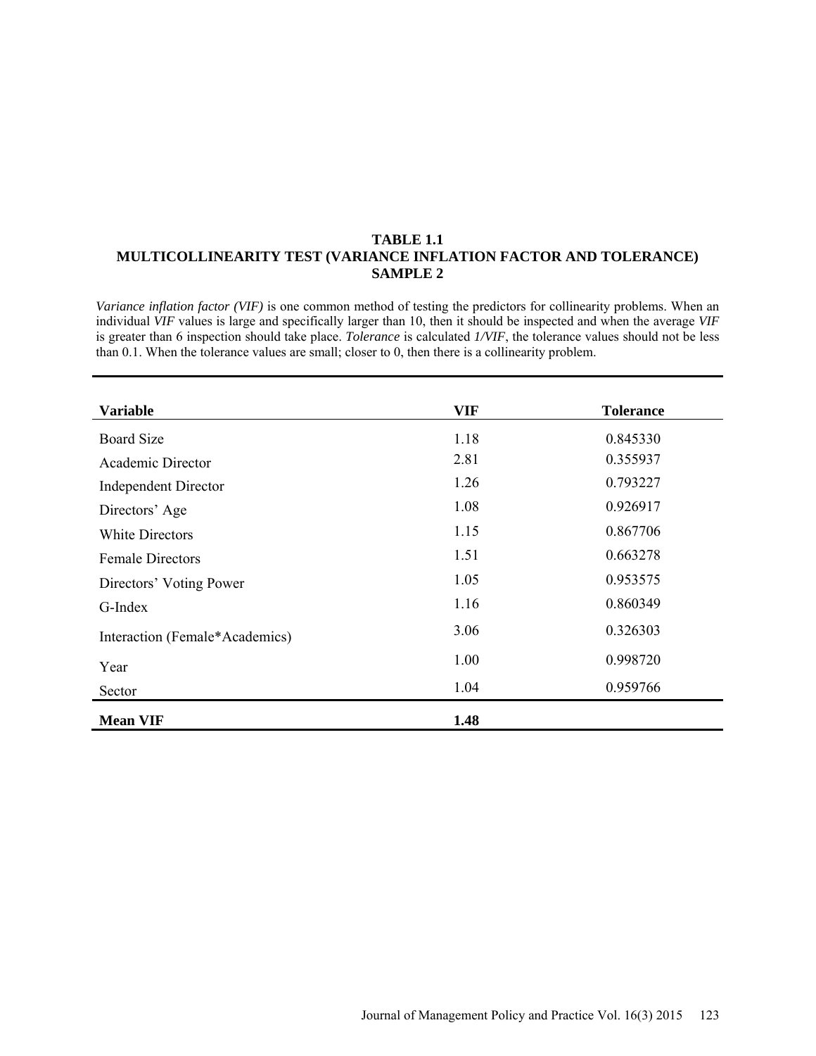**TABLE 1.1**
**MULTICOLLINEARITY TEST (VARIANCE INFLATION FACTOR AND TOLERANCE)**
**SAMPLE 2**

*Variance inflation factor (VIF)* is one common method of testing the predictors for collinearity problems. When an individual *VIF* values is large and specifically larger than 10, then it should be inspected and when the average *VIF* is greater than 6 inspection should take place. *Tolerance* is calculated *1/VIF*, the tolerance values should not be less than 0.1. When the tolerance values are small; closer to 0, then there is a collinearity problem.

| Variable | VIF | Tolerance |
|---|---|---|
| Board Size | 1.18 | 0.845330 |
| Academic Director | 2.81 | 0.355937 |
| Independent Director | 1.26 | 0.793227 |
| Directors' Age | 1.08 | 0.926917 |
| White Directors | 1.15 | 0.867706 |
| Female Directors | 1.51 | 0.663278 |
| Directors' Voting Power | 1.05 | 0.953575 |
| G-Index | 1.16 | 0.860349 |
| Interaction (Female*Academics) | 3.06 | 0.326303 |
| Year | 1.00 | 0.998720 |
| Sector | 1.04 | 0.959766 |
| **Mean VIF** | **1.48** | |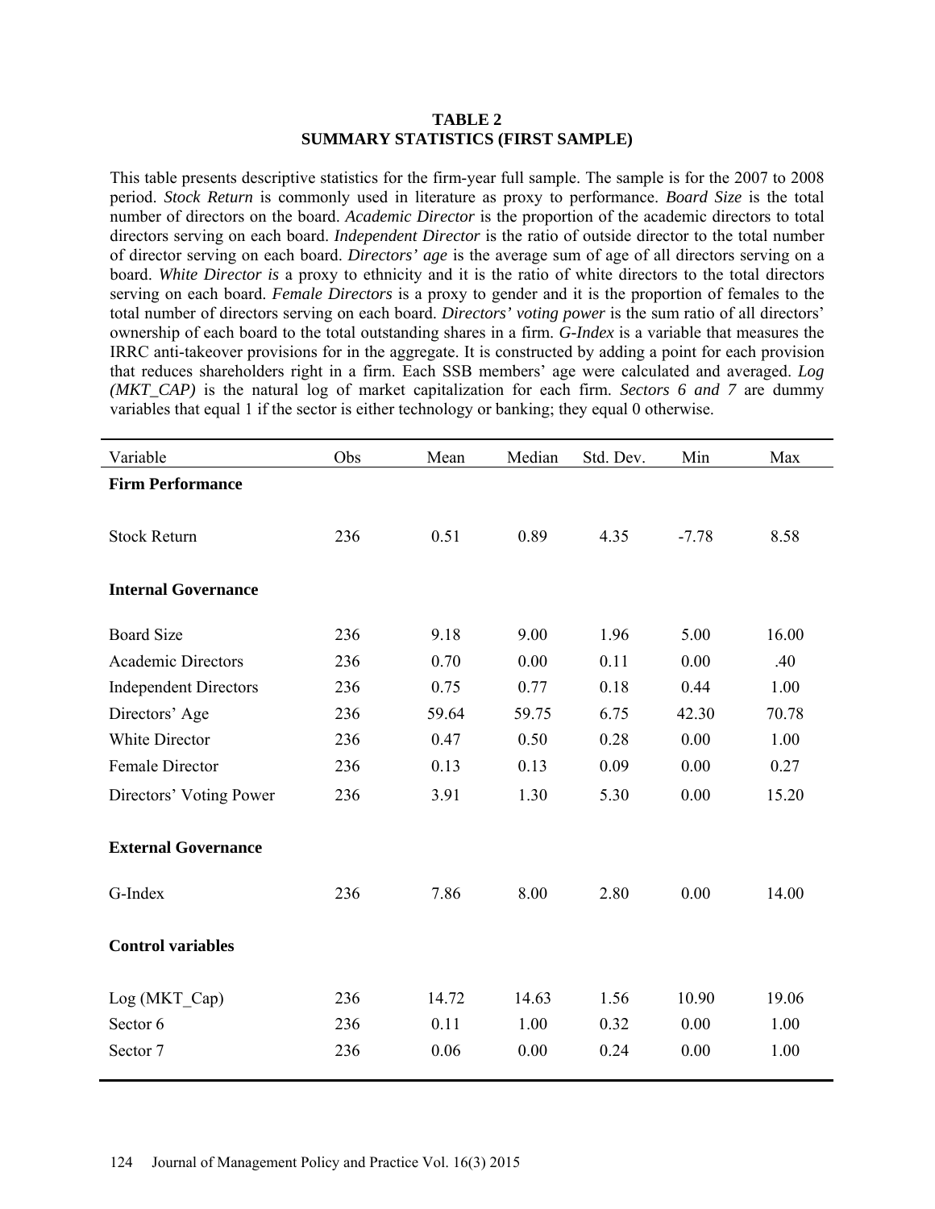**TABLE 2**
**SUMMARY STATISTICS (FIRST SAMPLE)**

This table presents descriptive statistics for the firm-year full sample. The sample is for the 2007 to 2008 period. *Stock Return* is commonly used in literature as proxy to performance. *Board Size* is the total number of directors on the board. *Academic Director* is the proportion of the academic directors to total directors serving on each board. *Independent Director* is the ratio of outside director to the total number of director serving on each board. *Directors' age* is the average sum of age of all directors serving on a board. *White Director is* a proxy to ethnicity and it is the ratio of white directors to the total directors serving on each board. *Female Directors* is a proxy to gender and it is the proportion of females to the total number of directors serving on each board. *Directors' voting power* is the sum ratio of all directors' ownership of each board to the total outstanding shares in a firm. *G-Index* is a variable that measures the IRRC anti-takeover provisions for in the aggregate. It is constructed by adding a point for each provision that reduces shareholders right in a firm. Each SSB members' age were calculated and averaged. *Log (MKT_CAP)* is the natural log of market capitalization for each firm. *Sectors 6 and 7* are dummy variables that equal 1 if the sector is either technology or banking; they equal 0 otherwise.

| Variable | Obs | Mean | Median | Std. Dev. | Min | Max |
|---|---|---|---|---|---|---|
| **Firm Performance** | | | | | | |
| Stock Return | 236 | 0.51 | 0.89 | 4.35 | -7.78 | 8.58 |
| **Internal Governance** | | | | | | |
| Board Size | 236 | 9.18 | 9.00 | 1.96 | 5.00 | 16.00 |
| Academic Directors | 236 | 0.70 | 0.00 | 0.11 | 0.00 | .40 |
| Independent Directors | 236 | 0.75 | 0.77 | 0.18 | 0.44 | 1.00 |
| Directors' Age | 236 | 59.64 | 59.75 | 6.75 | 42.30 | 70.78 |
| White Director | 236 | 0.47 | 0.50 | 0.28 | 0.00 | 1.00 |
| Female Director | 236 | 0.13 | 0.13 | 0.09 | 0.00 | 0.27 |
| Directors' Voting Power | 236 | 3.91 | 1.30 | 5.30 | 0.00 | 15.20 |
| **External Governance** | | | | | | |
| G-Index | 236 | 7.86 | 8.00 | 2.80 | 0.00 | 14.00 |
| **Control variables** | | | | | | |
| Log (MKT_Cap) | 236 | 14.72 | 14.63 | 1.56 | 10.90 | 19.06 |
| Sector 6 | 236 | 0.11 | 1.00 | 0.32 | 0.00 | 1.00 |
| Sector 7 | 236 | 0.06 | 0.00 | 0.24 | 0.00 | 1.00 |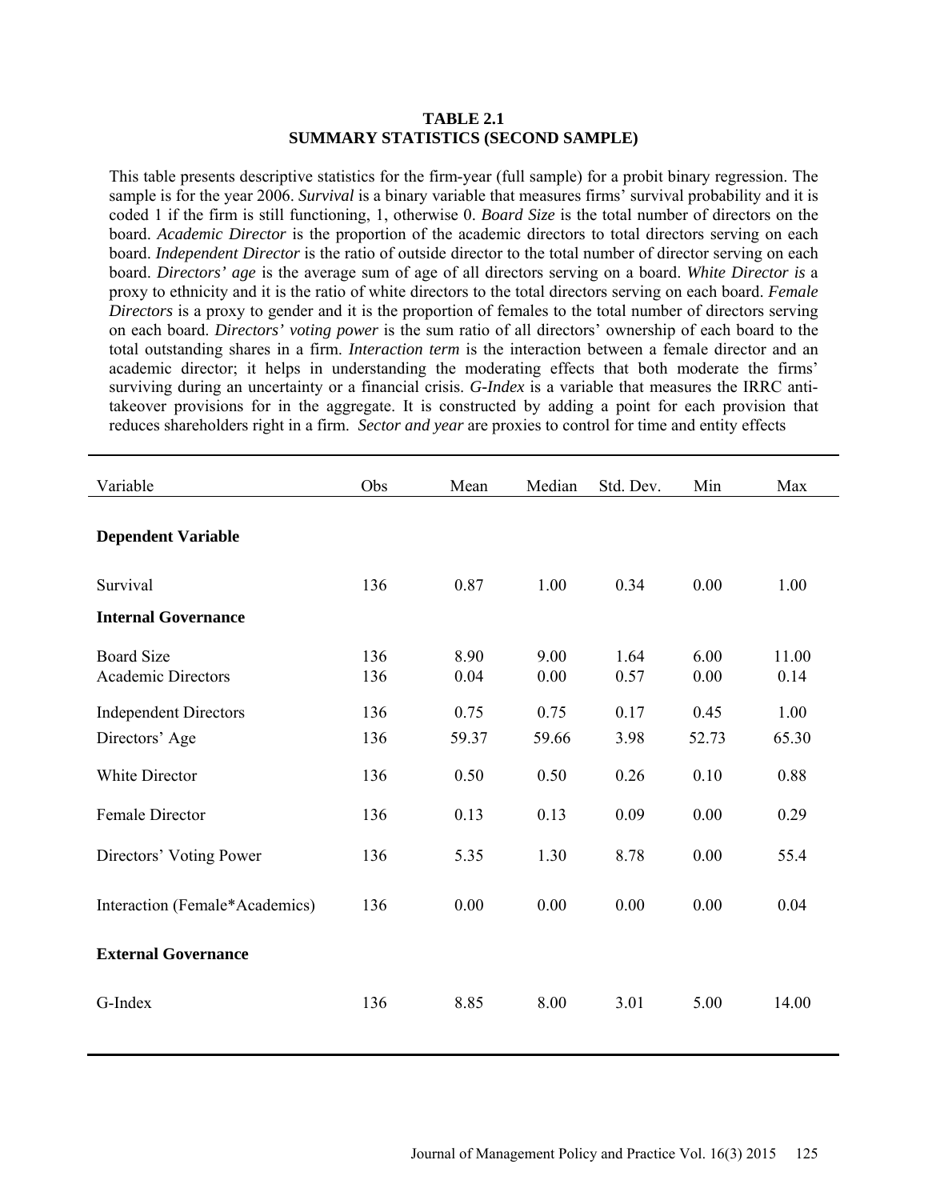**TABLE 2.1**
**SUMMARY STATISTICS (SECOND SAMPLE)**

This table presents descriptive statistics for the firm-year (full sample) for a probit binary regression. The sample is for the year 2006. *Survival* is a binary variable that measures firms' survival probability and it is coded 1 if the firm is still functioning, 1, otherwise 0. *Board Size* is the total number of directors on the board. *Academic Director* is the proportion of the academic directors to total directors serving on each board. *Independent Director* is the ratio of outside director to the total number of director serving on each board. *Directors' age* is the average sum of age of all directors serving on a board. *White Director is* a proxy to ethnicity and it is the ratio of white directors to the total directors serving on each board. *Female Directors* is a proxy to gender and it is the proportion of females to the total number of directors serving on each board. *Directors' voting power* is the sum ratio of all directors' ownership of each board to the total outstanding shares in a firm. *Interaction term* is the interaction between a female director and an academic director; it helps in understanding the moderating effects that both moderate the firms' surviving during an uncertainty or a financial crisis. *G-Index* is a variable that measures the IRRC anti-takeover provisions for in the aggregate. It is constructed by adding a point for each provision that reduces shareholders right in a firm. *Sector and year* are proxies to control for time and entity effects

| Variable | Obs | Mean | Median | Std. Dev. | Min | Max |
|---|---|---|---|---|---|---|
| **Dependent Variable** | | | | | | |
| Survival | 136 | 0.87 | 1.00 | 0.34 | 0.00 | 1.00 |
| **Internal Governance** | | | | | | |
| Board Size | 136 | 8.90 | 9.00 | 1.64 | 6.00 | 11.00 |
| Academic Directors | 136 | 0.04 | 0.00 | 0.57 | 0.00 | 0.14 |
| Independent Directors | 136 | 0.75 | 0.75 | 0.17 | 0.45 | 1.00 |
| Directors' Age | 136 | 59.37 | 59.66 | 3.98 | 52.73 | 65.30 |
| White Director | 136 | 0.50 | 0.50 | 0.26 | 0.10 | 0.88 |
| Female Director | 136 | 0.13 | 0.13 | 0.09 | 0.00 | 0.29 |
| Directors' Voting Power | 136 | 5.35 | 1.30 | 8.78 | 0.00 | 55.4 |
| Interaction (Female*Academics) | 136 | 0.00 | 0.00 | 0.00 | 0.00 | 0.04 |
| **External Governance** | | | | | | |
| G-Index | 136 | 8.85 | 8.00 | 3.01 | 5.00 | 14.00 |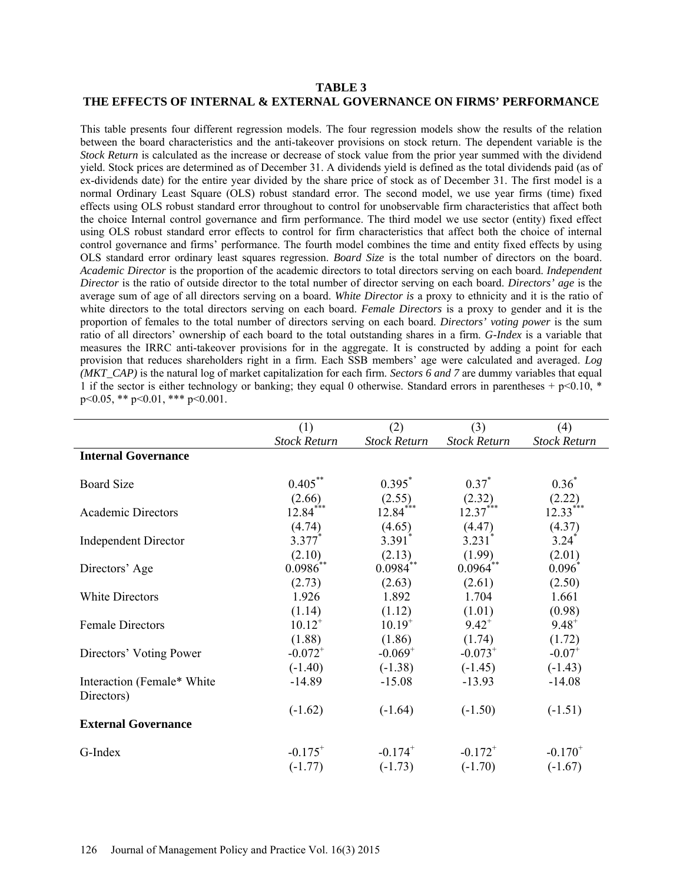**TABLE 3**
**THE EFFECTS OF INTERNAL & EXTERNAL GOVERNANCE ON FIRMS' PERFORMANCE**

This table presents four different regression models. The four regression models show the results of the relation between the board characteristics and the anti-takeover provisions on stock return. The dependent variable is the *Stock Return* is calculated as the increase or decrease of stock value from the prior year summed with the dividend yield. Stock prices are determined as of December 31. A dividends yield is defined as the total dividends paid (as of ex-dividends date) for the entire year divided by the share price of stock as of December 31. The first model is a normal Ordinary Least Square (OLS) robust standard error. The second model, we use year firms (time) fixed effects using OLS robust standard error throughout to control for unobservable firm characteristics that affect both the choice Internal control governance and firm performance. The third model we use sector (entity) fixed effect using OLS robust standard error effects to control for firm characteristics that affect both the choice of internal control governance and firms' performance. The fourth model combines the time and entity fixed effects by using OLS standard error ordinary least squares regression. *Board Size* is the total number of directors on the board. *Academic Director* is the proportion of the academic directors to total directors serving on each board. *Independent Director* is the ratio of outside director to the total number of director serving on each board. *Directors' age* is the average sum of age of all directors serving on a board. *White Director is* a proxy to ethnicity and it is the ratio of white directors to the total directors serving on each board. *Female Directors* is a proxy to gender and it is the proportion of females to the total number of directors serving on each board. *Directors' voting power* is the sum ratio of all directors' ownership of each board to the total outstanding shares in a firm. *G-Index* is a variable that measures the IRRC anti-takeover provisions for in the aggregate. It is constructed by adding a point for each provision that reduces shareholders right in a firm. Each SSB members' age were calculated and averaged. *Log (MKT_CAP)* is the natural log of market capitalization for each firm. *Sectors 6 and 7* are dummy variables that equal 1 if the sector is either technology or banking; they equal 0 otherwise. Standard errors in parentheses + $p<0.10$, * $p<0.05$, ** $p<0.01$, *** $p<0.001$.

| | (1) | (2) | (3) | (4) |
|---|---|---|---|---|
| | *Stock Return* | *Stock Return* | *Stock Return* | *Stock Return* |
| **Internal Governance** | | | | |
| Board Size | $0.405^{**}$ | $0.395^{*}$ | $0.37^{*}$ | $0.36^{*}$ |
| | (2.66) | (2.55) | (2.32) | (2.22) |
| Academic Directors | $12.84^{***}$ | $12.84^{***}$ | $12.37^{***}$ | $12.33^{***}$ |
| | (4.74) | (4.65) | (4.47) | (4.37) |
| Independent Director | $3.377^{*}$ | $3.391^{*}$ | $3.231^{*}$ | $3.24^{*}$ |
| | (2.10) | (2.13) | (1.99) | (2.01) |
| Directors' Age | $0.0986^{**}$ | $0.0984^{**}$ | $0.0964^{**}$ | $0.096^{*}$ |
| | (2.73) | (2.63) | (2.61) | (2.50) |
| White Directors | 1.926 | 1.892 | 1.704 | 1.661 |
| | (1.14) | (1.12) | (1.01) | (0.98) |
| Female Directors | $10.12^{+}$ | $10.19^{+}$ | $9.42^{+}$ | $9.48^{+}$ |
| | (1.88) | (1.86) | (1.74) | (1.72) |
| Directors' Voting Power | $-0.072^{+}$ | $-0.069^{+}$ | $-0.073^{+}$ | $-0.07^{+}$ |
| | (-1.40) | (-1.38) | (-1.45) | (-1.43) |
| Interaction (Female* White Directors) | -14.89 | -15.08 | -13.93 | -14.08 |
| | (-1.62) | (-1.64) | (-1.50) | (-1.51) |
| **External Governance** | | | | |
| G-Index | $-0.175^{+}$ | $-0.174^{+}$ | $-0.172^{+}$ | $-0.170^{+}$ |
| | (-1.77) | (-1.73) | (-1.70) | (-1.67) |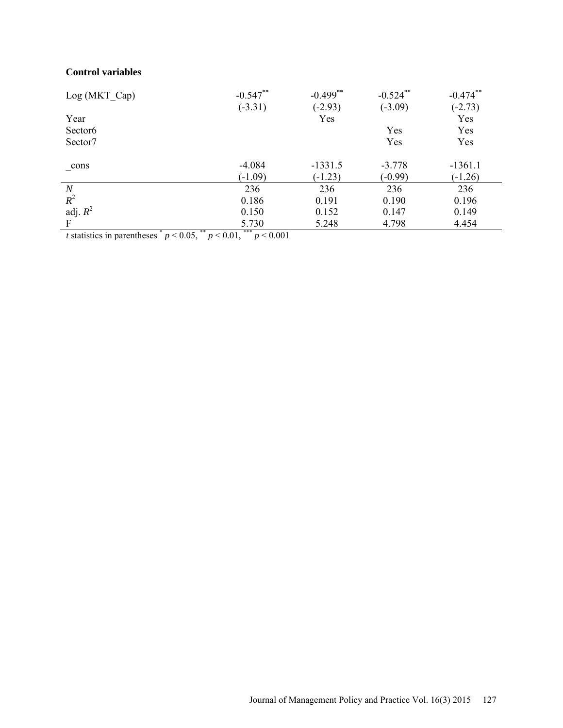**Control variables**

| | | | | |
|---|---|---|---|---|
| Log (MKT_Cap) | -0.547** | -0.499** | -0.524** | -0.474** |
| | (-3.31) | (-2.93) | (-3.09) | (-2.73) |
| Year | | Yes | | Yes |
| Sector6 | | | Yes | Yes |
| Sector7 | | | Yes | Yes |
| _cons | -4.084 | -1331.5 | -3.778 | -1361.1 |
| | (-1.09) | (-1.23) | (-0.99) | (-1.26) |
| *N* | 236 | 236 | 236 | 236 |
| $R^2$ | 0.186 | 0.191 | 0.190 | 0.196 |
| adj. $R^2$ | 0.150 | 0.152 | 0.147 | 0.149 |
| F | 5.730 | 5.248 | 4.798 | 4.454 |

*t* statistics in parentheses * $p < 0.05$, ** $p < 0.01$, *** $p < 0.001$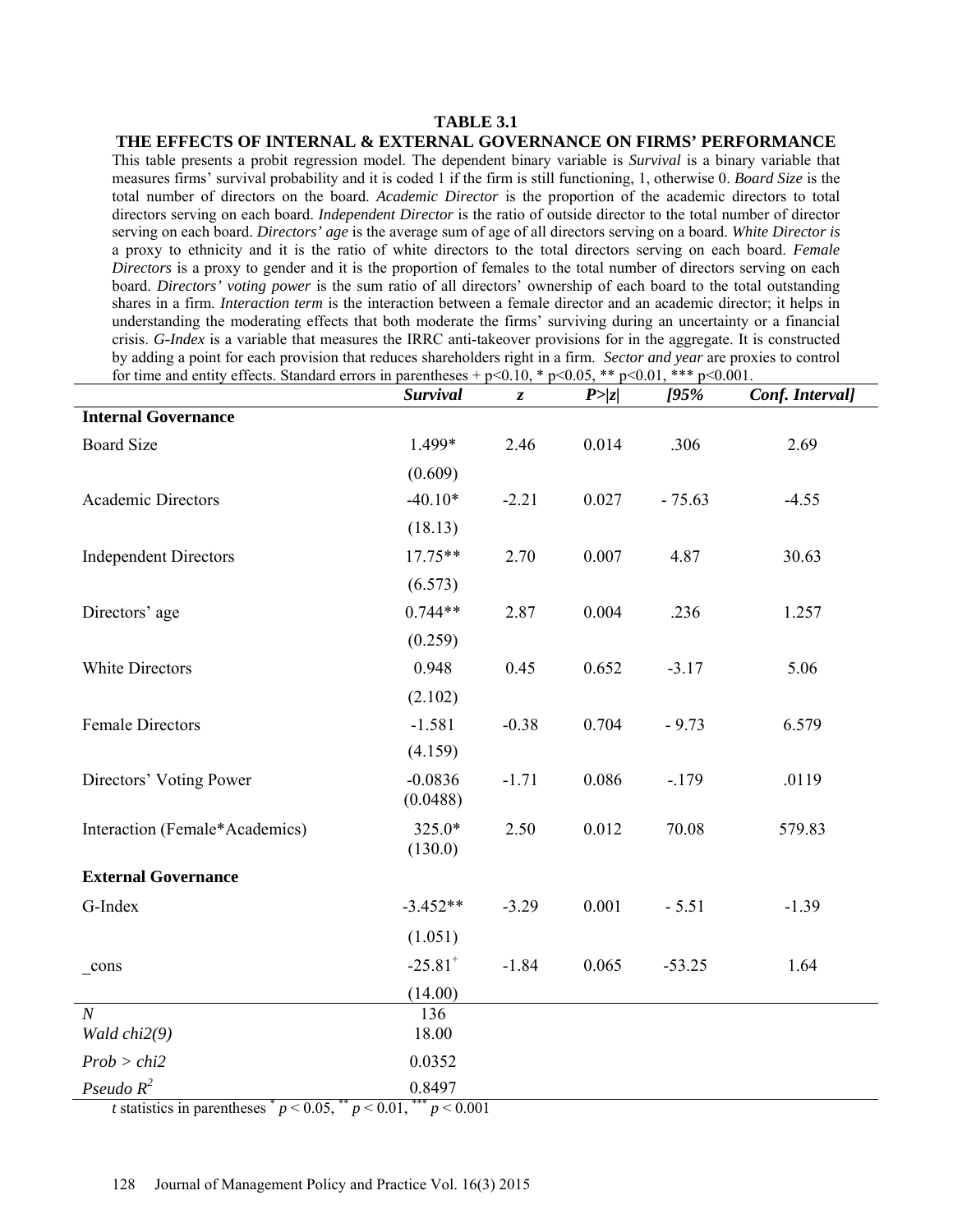**TABLE 3.1**

**THE EFFECTS OF INTERNAL & EXTERNAL GOVERNANCE ON FIRMS' PERFORMANCE**

This table presents a probit regression model. The dependent binary variable is *Survival* is a binary variable that measures firms' survival probability and it is coded 1 if the firm is still functioning, 1, otherwise 0. *Board Size* is the total number of directors on the board. *Academic Director* is the proportion of the academic directors to total directors serving on each board. *Independent Director* is the ratio of outside director to the total number of director serving on each board. *Directors' age* is the average sum of age of all directors serving on a board. *White Director is* a proxy to ethnicity and it is the ratio of white directors to the total directors serving on each board. *Female Directors* is a proxy to gender and it is the proportion of females to the total number of directors serving on each board. *Directors' voting power* is the sum ratio of all directors' ownership of each board to the total outstanding shares in a firm. *Interaction term* is the interaction between a female director and an academic director; it helps in understanding the moderating effects that both moderate the firms' surviving during an uncertainty or a financial crisis. *G-Index* is a variable that measures the IRRC anti-takeover provisions for in the aggregate. It is constructed by adding a point for each provision that reduces shareholders right in a firm. *Sector and year* are proxies to control for time and entity effects. Standard errors in parentheses + $p<0.10$, * $p<0.05$, ** $p<0.01$, *** $p<0.001$.

| | *Survival* | *z* | *P>\|z\|* | *[95%* | *Conf. Interval]* |
|---|---|---|---|---|---|
| **Internal Governance** | | | | | |
| Board Size | 1.499* | 2.46 | 0.014 | .306 | 2.69 |
| | (0.609) | | | | |
| Academic Directors | -40.10* | -2.21 | 0.027 | - 75.63 | -4.55 |
| | (18.13) | | | | |
| Independent Directors | 17.75** | 2.70 | 0.007 | 4.87 | 30.63 |
| | (6.573) | | | | |
| Directors' age | 0.744** | 2.87 | 0.004 | .236 | 1.257 |
| | (0.259) | | | | |
| White Directors | 0.948 | 0.45 | 0.652 | -3.17 | 5.06 |
| | (2.102) | | | | |
| Female Directors | -1.581 | -0.38 | 0.704 | - 9.73 | 6.579 |
| | (4.159) | | | | |
| Directors' Voting Power | -0.0836 (0.0488) | -1.71 | 0.086 | -.179 | .0119 |
| Interaction (Female*Academics) | 325.0* (130.0) | 2.50 | 0.012 | 70.08 | 579.83 |
| **External Governance** | | | | | |
| G-Index | -3.452** | -3.29 | 0.001 | - 5.51 | -1.39 |
| | (1.051) | | | | |
| _cons | $-25.81^{+}$ | -1.84 | 0.065 | -53.25 | 1.64 |
| | (14.00) | | | | |
| *N* | 136 | | | | |
| *Wald chi2(9)* | 18.00 | | | | |
| *Prob > chi2* | 0.0352 | | | | |
| *Pseudo $R^2$* | 0.8497 | | | | |

*t* statistics in parentheses * $p < 0.05$, ** $p < 0.01$, *** $p < 0.001$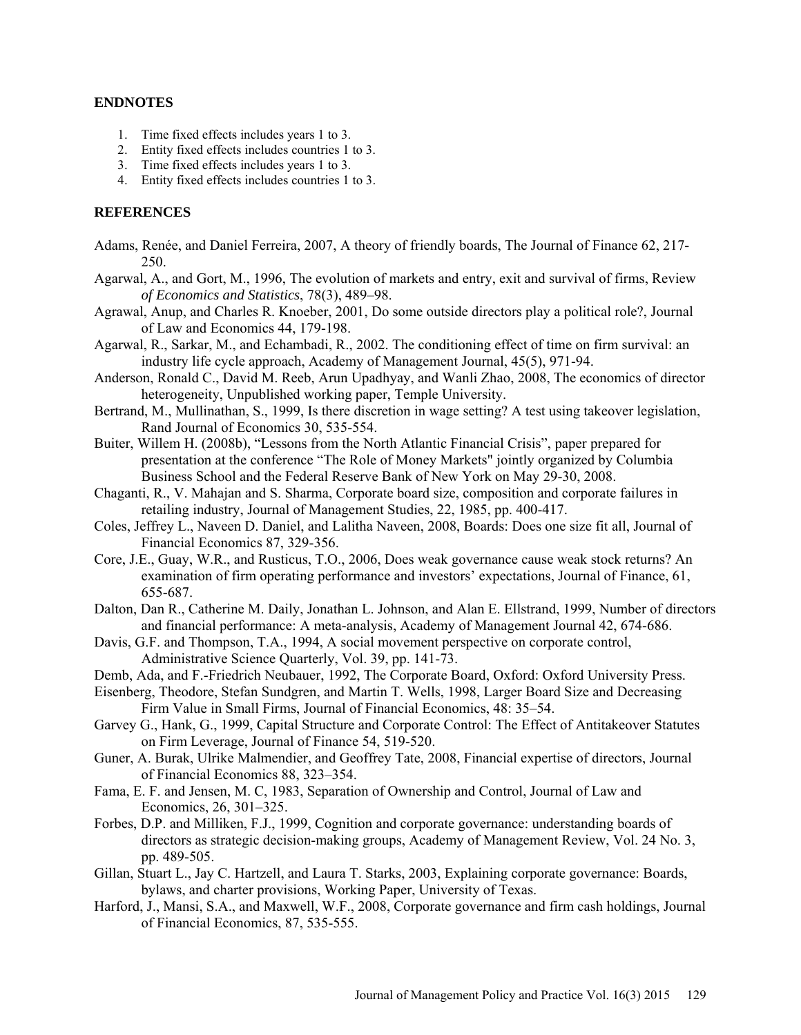## ENDNOTES

1. Time fixed effects includes years 1 to 3.
2. Entity fixed effects includes countries 1 to 3.
3. Time fixed effects includes years 1 to 3.
4. Entity fixed effects includes countries 1 to 3.

## REFERENCES

Adams, Renée, and Daniel Ferreira, 2007, A theory of friendly boards, The Journal of Finance 62, 217-250.

Agarwal, A., and Gort, M., 1996, The evolution of markets and entry, exit and survival of firms, Review *of Economics and Statistics*, 78(3), 489–98.

Agrawal, Anup, and Charles R. Knoeber, 2001, Do some outside directors play a political role?, Journal of Law and Economics 44, 179-198.

Agarwal, R., Sarkar, M., and Echambadi, R., 2002. The conditioning effect of time on firm survival: an industry life cycle approach, Academy of Management Journal, 45(5), 971-94.

Anderson, Ronald C., David M. Reeb, Arun Upadhyay, and Wanli Zhao, 2008, The economics of director heterogeneity, Unpublished working paper, Temple University.

Bertrand, M., Mullinathan, S., 1999, Is there discretion in wage setting? A test using takeover legislation, Rand Journal of Economics 30, 535-554.

Buiter, Willem H. (2008b), "Lessons from the North Atlantic Financial Crisis", paper prepared for presentation at the conference "The Role of Money Markets" jointly organized by Columbia Business School and the Federal Reserve Bank of New York on May 29-30, 2008.

Chaganti, R., V. Mahajan and S. Sharma, Corporate board size, composition and corporate failures in retailing industry, Journal of Management Studies, 22, 1985, pp. 400-417.

Coles, Jeffrey L., Naveen D. Daniel, and Lalitha Naveen, 2008, Boards: Does one size fit all, Journal of Financial Economics 87, 329-356.

Core, J.E., Guay, W.R., and Rusticus, T.O., 2006, Does weak governance cause weak stock returns? An examination of firm operating performance and investors' expectations, Journal of Finance, 61, 655-687.

Dalton, Dan R., Catherine M. Daily, Jonathan L. Johnson, and Alan E. Ellstrand, 1999, Number of directors and financial performance: A meta-analysis, Academy of Management Journal 42, 674-686.

Davis, G.F. and Thompson, T.A., 1994, A social movement perspective on corporate control, Administrative Science Quarterly, Vol. 39, pp. 141-73.

Demb, Ada, and F.-Friedrich Neubauer, 1992, The Corporate Board, Oxford: Oxford University Press.

Eisenberg, Theodore, Stefan Sundgren, and Martin T. Wells, 1998, Larger Board Size and Decreasing Firm Value in Small Firms, Journal of Financial Economics, 48: 35–54.

Garvey G., Hank, G., 1999, Capital Structure and Corporate Control: The Effect of Antitakeover Statutes on Firm Leverage, Journal of Finance 54, 519-520.

Guner, A. Burak, Ulrike Malmendier, and Geoffrey Tate, 2008, Financial expertise of directors, Journal of Financial Economics 88, 323–354.

Fama, E. F. and Jensen, M. C, 1983, Separation of Ownership and Control, Journal of Law and Economics, 26, 301–325.

Forbes, D.P. and Milliken, F.J., 1999, Cognition and corporate governance: understanding boards of directors as strategic decision-making groups, Academy of Management Review, Vol. 24 No. 3, pp. 489-505.

Gillan, Stuart L., Jay C. Hartzell, and Laura T. Starks, 2003, Explaining corporate governance: Boards, bylaws, and charter provisions, Working Paper, University of Texas.

Harford, J., Mansi, S.A., and Maxwell, W.F., 2008, Corporate governance and firm cash holdings, Journal of Financial Economics, 87, 535-555.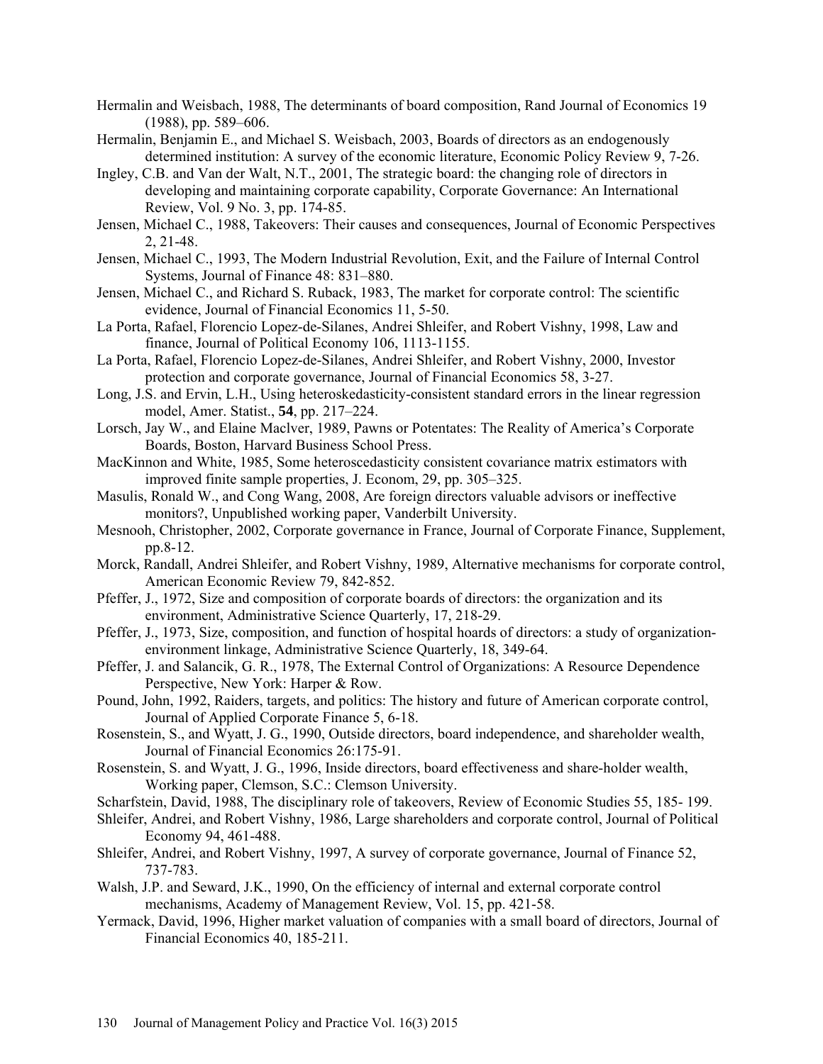Hermalin and Weisbach, 1988, The determinants of board composition, Rand Journal of Economics 19 (1988), pp. 589–606.

Hermalin, Benjamin E., and Michael S. Weisbach, 2003, Boards of directors as an endogenously determined institution: A survey of the economic literature, Economic Policy Review 9, 7-26.

Ingley, C.B. and Van der Walt, N.T., 2001, The strategic board: the changing role of directors in developing and maintaining corporate capability, Corporate Governance: An International Review, Vol. 9 No. 3, pp. 174-85.

Jensen, Michael C., 1988, Takeovers: Their causes and consequences, Journal of Economic Perspectives 2, 21-48.

Jensen, Michael C., 1993, The Modern Industrial Revolution, Exit, and the Failure of Internal Control Systems, Journal of Finance 48: 831–880.

Jensen, Michael C., and Richard S. Ruback, 1983, The market for corporate control: The scientific evidence, Journal of Financial Economics 11, 5-50.

La Porta, Rafael, Florencio Lopez-de-Silanes, Andrei Shleifer, and Robert Vishny, 1998, Law and finance, Journal of Political Economy 106, 1113-1155.

La Porta, Rafael, Florencio Lopez-de-Silanes, Andrei Shleifer, and Robert Vishny, 2000, Investor protection and corporate governance, Journal of Financial Economics 58, 3-27.

Long, J.S. and Ervin, L.H., Using heteroskedasticity-consistent standard errors in the linear regression model, Amer. Statist., **54**, pp. 217–224.

Lorsch, Jay W., and Elaine MacIver, 1989, Pawns or Potentates: The Reality of America's Corporate Boards, Boston, Harvard Business School Press.

MacKinnon and White, 1985, Some heteroscedasticity consistent covariance matrix estimators with improved finite sample properties, J. Econom, 29, pp. 305–325.

Masulis, Ronald W., and Cong Wang, 2008, Are foreign directors valuable advisors or ineffective monitors?, Unpublished working paper, Vanderbilt University.

Mesnooh, Christopher, 2002, Corporate governance in France, Journal of Corporate Finance, Supplement, pp.8-12.

Morck, Randall, Andrei Shleifer, and Robert Vishny, 1989, Alternative mechanisms for corporate control, American Economic Review 79, 842-852.

Pfeffer, J., 1972, Size and composition of corporate boards of directors: the organization and its environment, Administrative Science Quarterly, 17, 218-29.

Pfeffer, J., 1973, Size, composition, and function of hospital hoards of directors: a study of organization-environment linkage, Administrative Science Quarterly, 18, 349-64.

Pfeffer, J. and Salancik, G. R., 1978, The External Control of Organizations: A Resource Dependence Perspective, New York: Harper & Row.

Pound, John, 1992, Raiders, targets, and politics: The history and future of American corporate control, Journal of Applied Corporate Finance 5, 6-18.

Rosenstein, S., and Wyatt, J. G., 1990, Outside directors, board independence, and shareholder wealth, Journal of Financial Economics 26:175-91.

Rosenstein, S. and Wyatt, J. G., 1996, Inside directors, board effectiveness and share-holder wealth, Working paper, Clemson, S.C.: Clemson University.

Scharfstein, David, 1988, The disciplinary role of takeovers, Review of Economic Studies 55, 185- 199.

Shleifer, Andrei, and Robert Vishny, 1986, Large shareholders and corporate control, Journal of Political Economy 94, 461-488.

Shleifer, Andrei, and Robert Vishny, 1997, A survey of corporate governance, Journal of Finance 52, 737-783.

Walsh, J.P. and Seward, J.K., 1990, On the efficiency of internal and external corporate control mechanisms, Academy of Management Review, Vol. 15, pp. 421-58.

Yermack, David, 1996, Higher market valuation of companies with a small board of directors, Journal of Financial Economics 40, 185-211.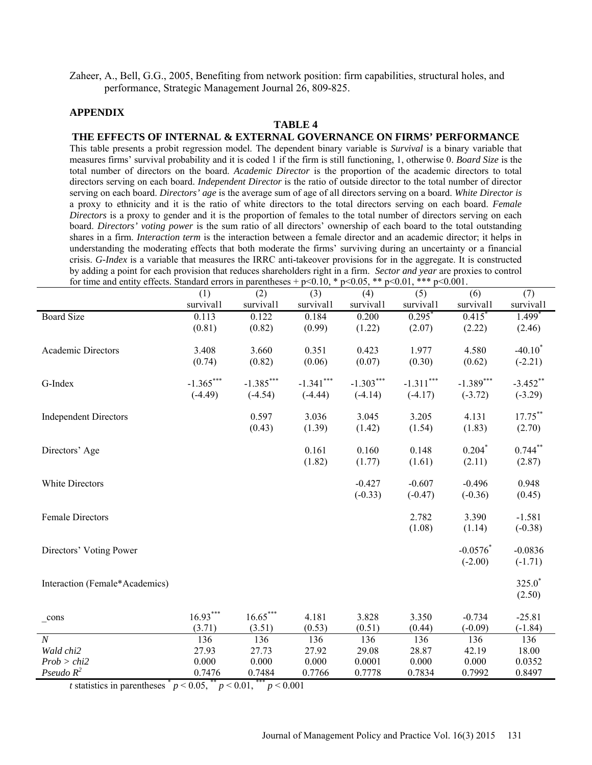Zaheer, A., Bell, G.G., 2005, Benefiting from network position: firm capabilities, structural holes, and performance, Strategic Management Journal 26, 809-825.

## APPENDIX

### TABLE 4

### THE EFFECTS OF INTERNAL & EXTERNAL GOVERNANCE ON FIRMS' PERFORMANCE

This table presents a probit regression model. The dependent binary variable is *Survival* is a binary variable that measures firms' survival probability and it is coded 1 if the firm is still functioning, 1, otherwise 0. *Board Size* is the total number of directors on the board. *Academic Director* is the proportion of the academic directors to total directors serving on each board. *Independent Director* is the ratio of outside director to the total number of director serving on each board. *Directors' age* is the average sum of age of all directors serving on a board. *White Director is* a proxy to ethnicity and it is the ratio of white directors to the total directors serving on each board. *Female Directors* is a proxy to gender and it is the proportion of females to the total number of directors serving on each board. *Directors' voting power* is the sum ratio of all directors' ownership of each board to the total outstanding shares in a firm. *Interaction term* is the interaction between a female director and an academic director; it helps in understanding the moderating effects that both moderate the firms' surviving during an uncertainty or a financial crisis. *G-Index* is a variable that measures the IRRC anti-takeover provisions for in the aggregate. It is constructed by adding a point for each provision that reduces shareholders right in a firm. *Sector and year* are proxies to control for time and entity effects. Standard errors in parentheses + $p<0.10$, * $p<0.05$, ** $p<0.01$, *** $p<0.001$.

| | (1) survival1 | (2) survival1 | (3) survival1 | (4) survival1 | (5) survival1 | (6) survival1 | (7) survival1 |
|---|---|---|---|---|---|---|---|
| Board Size | 0.113 | 0.122 | 0.184 | 0.200 | 0.295* | 0.415* | 1.499* |
| | (0.81) | (0.82) | (0.99) | (1.22) | (2.07) | (2.22) | (2.46) |
| Academic Directors | 3.408 | 3.660 | 0.351 | 0.423 | 1.977 | 4.580 | -40.10* |
| | (0.74) | (0.82) | (0.06) | (0.07) | (0.30) | (0.62) | (-2.21) |
| G-Index | -1.365*** | -1.385*** | -1.341*** | -1.303*** | -1.311*** | -1.389*** | -3.452** |
| | (-4.49) | (-4.54) | (-4.44) | (-4.14) | (-4.17) | (-3.72) | (-3.29) |
| Independent Directors | | 0.597 | 3.036 | 3.045 | 3.205 | 4.131 | 17.75** |
| | | (0.43) | (1.39) | (1.42) | (1.54) | (1.83) | (2.70) |
| Directors' Age | | | 0.161 | 0.160 | 0.148 | 0.204* | 0.744** |
| | | | (1.82) | (1.77) | (1.61) | (2.11) | (2.87) |
| White Directors | | | | -0.427 | -0.607 | -0.496 | 0.948 |
| | | | | (-0.33) | (-0.47) | (-0.36) | (0.45) |
| Female Directors | | | | | 2.782 | 3.390 | -1.581 |
| | | | | | (1.08) | (1.14) | (-0.38) |
| Directors' Voting Power | | | | | | -0.0576* | -0.0836 |
| | | | | | | (-2.00) | (-1.71) |
| Interaction (Female*Academics) | | | | | | | 325.0* |
| | | | | | | | (2.50) |
| _cons | 16.93*** | 16.65*** | 4.181 | 3.828 | 3.350 | -0.734 | -25.81 |
| | (3.71) | (3.51) | (0.53) | (0.51) | (0.44) | (-0.09) | (-1.84) |
| *N* | 136 | 136 | 136 | 136 | 136 | 136 | 136 |
| *Wald chi2* | 27.93 | 27.73 | 27.92 | 29.08 | 28.87 | 42.19 | 18.00 |
| *Prob > chi2* | 0.000 | 0.000 | 0.000 | 0.0001 | 0.000 | 0.000 | 0.0352 |
| *Pseudo* $R^2$ | 0.7476 | 0.7484 | 0.7766 | 0.7778 | 0.7834 | 0.7992 | 0.8497 |

*t* statistics in parentheses * $p < 0.05$, ** $p < 0.01$, *** $p < 0.001$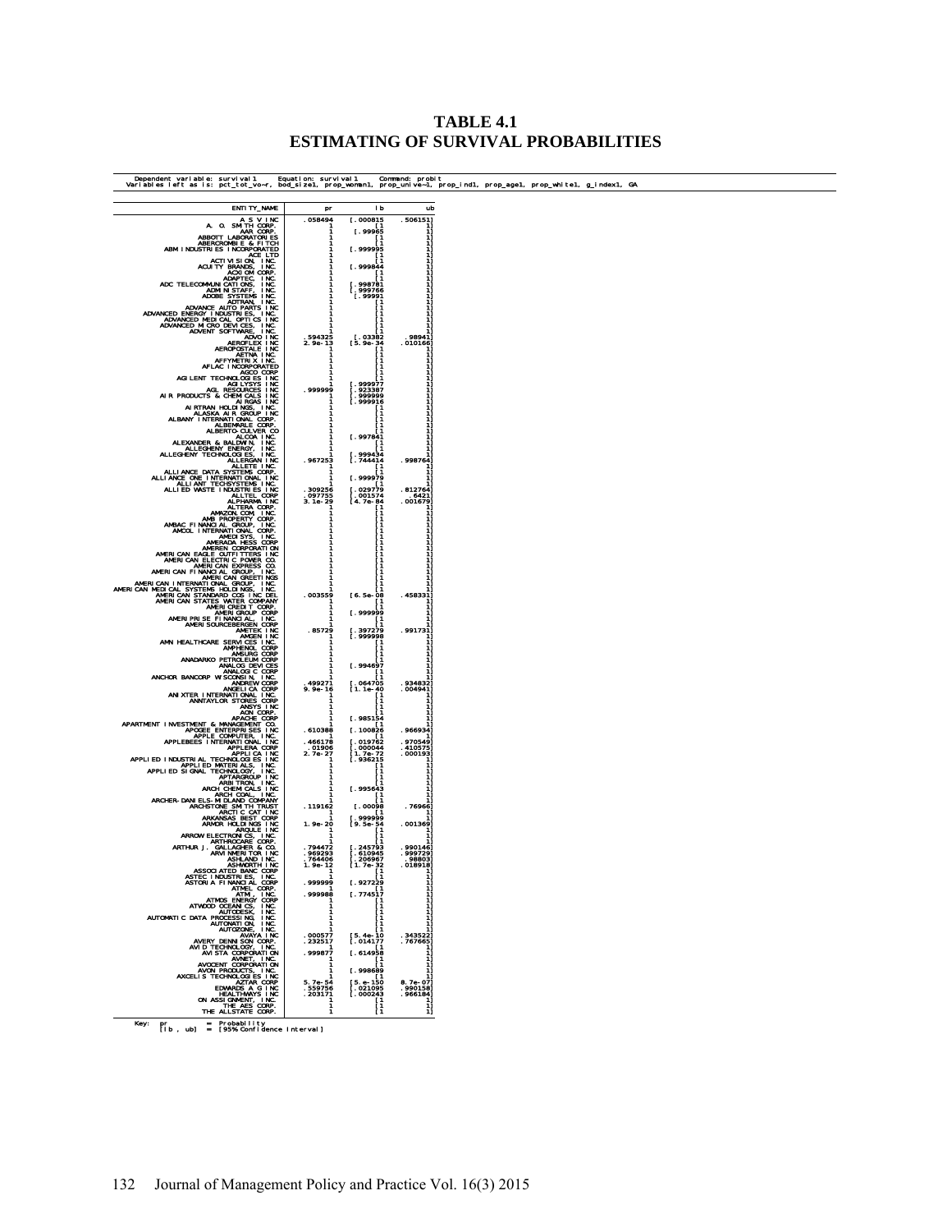# TABLE 4.1
# ESTIMATING OF SURVIVAL PROBABILITIES

Dependent variable: survival1 Equation: survival1 Command: probit
Variables left as is: pct_tot_vo~r, bod_size1, prop_woman1, prop_unive~1, prop_ind1, prop_age1, prop_white1, g_index1, GA

| ENTITY_NAME | pr | lb | ub |
|---|---|---|---|
| A S V INC | .058494 | [.000815 | .506151] |
| A. O. SMITH CORP. | 1 | [1 | 1] |
| AAR CORP. | 1 | [.99965 | 1] |
| ABBOTT LABORATORIES | 1 | [1 | 1] |
| ABERCROMBIE & FITCH | 1 | [1 | 1] |
| ABM INDUSTRIES INCORPORATED | 1 | [.999995 | 1] |
| ACE LTD | 1 | [1 | 1] |
| ACTIVISION, INC. | 1 | [1 | 1] |
| ACUITY BRANDS, INC. | 1 | [.999844 | 1] |
| ACXIOM CORP. | 1 | [1 | 1] |
| ADAPTEC, INC. | 1 | [1 | 1] |
| ADC TELECOMMUNICATIONS, INC. | 1 | [.998781 | 1] |
| ADMINSTAFF, INC. | 1 | [.999766 | 1] |
| ADOBE SYSTEMS INC. | 1 | [.99991 | 1] |
| ADTRAN, INC. | 1 | [1 | 1] |
| ADVANCE AUTO PARTS INC | 1 | [1 | 1] |
| ADVANCED ENERGY INDUSTRIES, INC. | 1 | [1 | 1] |
| ADVANCED MEDICAL OPTICS INC | 1 | [1 | 1] |
| ADVANCED MICRO DEVICES, INC. | 1 | [1 | 1] |
| ADVENT SOFTWARE, INC. | 1 | [1 | 1] |
| ADVO INC | .594325 | [.03382 | .98941] |
| AEROFLEX INC | 2.9e-13 | [5.9e-34 | .010166] |
| AEROPOSTALE INC | 1 | [1 | 1] |
| AETNA INC. | 1 | [1 | 1] |
| AFFYMETRIX INC. | 1 | [1 | 1] |
| AFLAC INCORPORATED | 1 | [1 | 1] |
| AGCO CORP | 1 | [1 | 1] |
| AGILENT TECHNOLOGIES INC | 1 | [1 | 1] |
| AGILYSYS INC | 1 | [.999977 | 1] |
| AGL RESOURCES INC | .999999 | [.923387 | 1] |
| AIR PRODUCTS & CHEMICALS INC | 1 | [.999999 | 1] |
| AIRGAS INC. | 1 | [.999916 | 1] |
| AIRTRAN HOLDINGS, INC. | 1 | [1 | 1] |
| ALASKA AIR GROUP INC | 1 | [1 | 1] |
| ALBANY INTERNATIONAL CORP. | 1 | [1 | 1] |
| ALBEMARLE CORP. | 1 | [1 | 1] |
| ALBERTO-CULVER CO | 1 | [1 | 1] |
| ALCOA INC. | 1 | [.997841 | 1] |
| ALEXANDER & BALDWIN, INC. | 1 | [1 | 1] |
| ALLEGHENY ENERGY, INC. | 1 | [1 | 1] |
| ALLEGHENY TECHNOLOGIES, INC. | 1 | [.999434 | 1] |
| ALLERGAN INC | .967253 | [.744414 | .998764] |
| ALLETE INC. | 1 | [1 | 1] |
| ALLIANCE DATA SYSTEMS CORP. | 1 | [1 | 1] |
| ALLIANCE ONE INTERNATIONAL INC | 1 | [.999979 | 1] |
| ALLIANT TECHSYSTEMS INC. | 1 | [1 | 1] |
| ALLIED WASTE INDUSTRIES INC | .309256 | [.029779 | .812764] |
| ALLTEL CORP | .097755 | [.001574 | .6421] |
| ALPHARMA INC | 3.1e-29 | [4.7e-84 | .001679] |
| ALTERA CORP. | 1 | [1 | 1] |
| AMAZON.COM, INC. | 1 | [1 | 1] |
| AMB PROPERTY CORP. | 1 | [1 | 1] |
| AMBAC FINANCIAL GROUP, INC. | 1 | [1 | 1] |
| AMCOL INTERNATIONAL CORP. | 1 | [1 | 1] |
| AMEDISYS, INC. | 1 | [1 | 1] |
| AMERADA HESS CORP | 1 | [1 | 1] |
| AMEREN CORPORATION | 1 | [1 | 1] |
| AMERICAN EAGLE OUTFITTERS INC | 1 | [1 | 1] |
| AMERICAN ELECTRIC POWER CO. | 1 | [1 | 1] |
| AMERICAN EXPRESS CO. | 1 | [1 | 1] |
| AMERICAN FINANCIAL GROUP, INC. | 1 | [1 | 1] |
| AMERICAN GREETINGS | 1 | [1 | 1] |
| AMERICAN INTERNATIONAL GROUP, INC. | 1 | [1 | 1] |
| AMERICAN MEDICAL SYSTEMS HOLDINGS, INC. | 1 | [1 | 1] |
| AMERICAN STANDARD COS INC DEL | .003559 | [6.5e-08 | .458331] |
| AMERICAN STATES WATER COMPANY | 1 | [1 | 1] |
| AMERICREDIT CORP. | 1 | [1 | 1] |
| AMERIGROUP CORP | 1 | [.999999 | 1] |
| AMERIPRISE FINANCIAL, INC. | 1 | [1 | 1] |
| AMERISOURCEBERGEN CORP | 1 | [1 | 1] |
| AMETEK INC | .85729 | [.397279 | .991731] |
| AMGEN INC | 1 | [.999998 | 1] |
| AMN HEALTHCARE SERVICES INC. | 1 | [1 | 1] |
| AMPHENOL CORP | 1 | [1 | 1] |
| AMSURG CORP | 1 | [1 | 1] |
| ANADARKO PETROLEUM CORP | 1 | [1 | 1] |
| ANALOG DEVICES | 1 | [.994697 | 1] |
| ANALOGIC CORP | 1 | [1 | 1] |
| ANCHOR BANCORP WISCONSIN, INC. | 1 | [1 | 1] |
| ANDREW CORP | .499271 | [.064705 | .934832] |
| ANGELICA CORP | 9.9e-16 | [1.1e-40 | .004941] |
| ANIXTER INTERNATIONAL INC. | 1 | [1 | 1] |
| ANNTAYLOR STORES CORP | 1 | [1 | 1] |
| ANSYS INC | 1 | [1 | 1] |
| AON CORP. | 1 | [1 | 1] |
| APACHE CORP | 1 | [.985154 | 1] |
| APARTMENT INVESTMENT & MANAGEMENT CO. | 1 | [1 | 1] |
| APOGEE ENTERPRISES INC | .610388 | [.100826 | .966934] |
| APPLE COMPUTER, INC. | 1 | [1 | 1] |
| APPLEBEES INTERNATIONAL INC | .466178 | [.019762 | .970549] |
| APPLERA CORP | .01906 | [.000044 | .410575] |
| APPLICA INC | 2.7e-27 | [1.7e-72 | .000193] |
| APPLIED INDUSTRIAL TECHNOLOGIES INC | 1 | [.936215 | 1] |
| APPLIED MATERIALS, INC. | 1 | [1 | 1] |
| APPLIED SIGNAL TECHNOLOGY, INC. | 1 | [1 | 1] |
| APTARGROUP INC | 1 | [1 | 1] |
| ARBITRON, INC. | 1 | [1 | 1] |
| ARCH CHEMICALS INC | 1 | [.995643 | 1] |
| ARCH COAL, INC. | 1 | [1 | 1] |
| ARCHER-DANIELS-MIDLAND COMPANY | 1 | [1 | 1] |
| ARCHSTONE SMITH TRUST | .119162 | [.00098 | .76966] |
| ARCTIC CAT INC | 1 | [1 | 1] |
| ARKANSAS BEST CORP | 1 | [.999999 | 1] |
| ARMOR HOLDINGS INC | 1.9e-20 | [9.5e-54 | .001369] |
| ARQULE INC | 1 | [1 | 1] |
| ARROW ELECTRONICS, INC. | 1 | [1 | 1] |
| ARTHROCARE CORP. | 1 | [1 | 1] |
| ARTHUR J. GALLAGHER & CO. | .794472 | [.245793 | .990146] |
| ARVINMERITOR INC | .969293 | [.610945 | .999729] |
| ASHLAND INC. | .764406 | [.206967 | .98803] |
| ASHWORTH INC | 1.9e-12 | [1.7e-32 | .018918] |
| ASSOCIATED BANC CORP | 1 | [1 | 1] |
| ASTEC INDUSTRIES, INC. | 1 | [1 | 1] |
| ASTORIA FINANCIAL CORP | .999999 | [.927229 | 1] |
| ATMEL CORP. | 1 | [1 | 1] |
| ATMI, INC. | .999988 | [.774517 | 1] |
| ATMOS ENERGY CORP | 1 | [1 | 1] |
| ATWOOD OCEANICS, INC. | 1 | [1 | 1] |
| AUTODESK, INC. | 1 | [1 | 1] |
| AUTOMATIC DATA PROCESSING, INC. | 1 | [1 | 1] |
| AUTONATION, INC. | 1 | [1 | 1] |
| AUTOZONE, INC. | 1 | [1 | 1] |
| AVAYA INC | .000577 | [5.4e-10 | .343522] |
| AVERY DENNISON CORP. | .232517 | [.014177 | .767665] |
| AVID TECHNOLOGY, INC. | 1 | [1 | 1] |
| AVISTA CORPORATION | .999877 | [.614958 | 1] |
| AVNET, INC. | 1 | [1 | 1] |
| AVOCENT CORPORATION | 1 | [1 | 1] |
| AVON PRODUCTS, INC. | 1 | [.998689 | 1] |
| AXCELIS TECHNOLOGIES INC | 1 | [1 | 1] |
| AZTAR CORP | 5.7e-54 | [5.e-150 | 8.7e-07] |
| EDWARDS A G INC | .559756 | [.021095 | .990158] |
| HEALTHWAYS INC | .203171 | [.000243 | .966184] |
| ON ASSIGNMENT, INC. | 1 | [1 | 1] |
| THE AES CORP. | 1 | [1 | 1] |
| THE ALLSTATE CORP. | 1 | [1 | 1] |

Key: pr = Probability
[lb, ub] = [95% Confidence Interval]